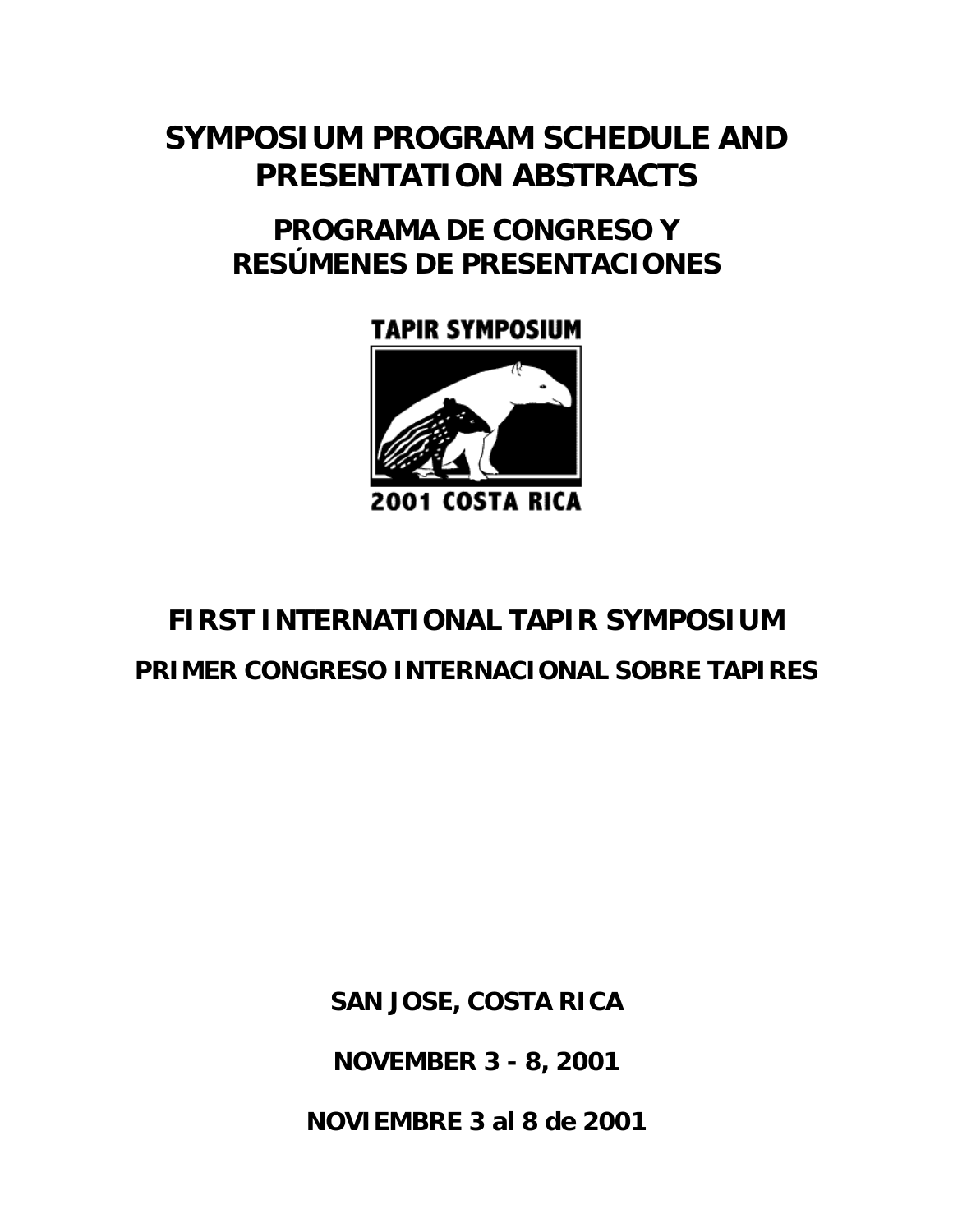# SYMPOSIUM PROGRAM SCHEDULE AND PRESENTATION ABSTRACTS

## PROGRAMA DE CONGRESO Y RESÚMENES DE PRESENTACIONES

TAPIR SYMPOSIUM

2001 COSTA RICA

# FIRST INTERNATIONAL TAPIR SYMPOSIUM

## PRIMER CONGRESO INTERNACIONAL SOBRE TAPIRES

**SAN JOSE, COSTA RICA**

**NOVEMBER 3 - 8, 2001**

**NOVIEMBRE 3 al 8 de 2001**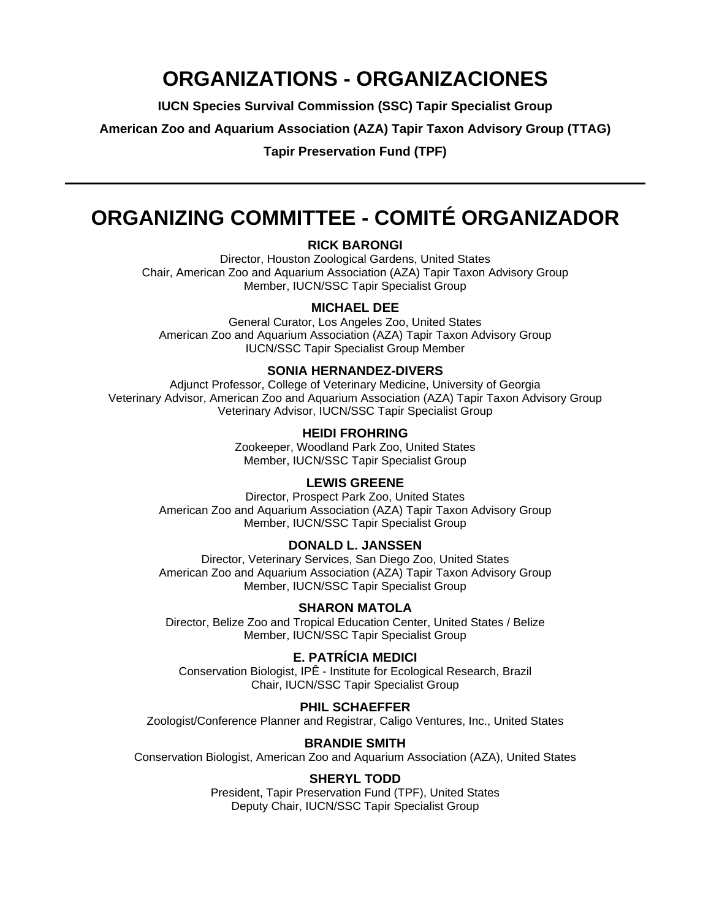# ORGANIZATIONS - ORGANIZACIONES

**IUCN Species Survival Commission (SSC) Tapir Specialist Group**

**American Zoo and Aquarium Association (AZA) Tapir Taxon Advisory Group (TTAG)**

**Tapir Preservation Fund (TPF)**

---

# ORGANIZING COMMITTEE - COMITÉ ORGANIZADOR

**RICK BARONGI**
Director, Houston Zoological Gardens, United States
Chair, American Zoo and Aquarium Association (AZA) Tapir Taxon Advisory Group
Member, IUCN/SSC Tapir Specialist Group

**MICHAEL DEE**
General Curator, Los Angeles Zoo, United States
American Zoo and Aquarium Association (AZA) Tapir Taxon Advisory Group
IUCN/SSC Tapir Specialist Group Member

**SONIA HERNANDEZ-DIVERS**
Adjunct Professor, College of Veterinary Medicine, University of Georgia
Veterinary Advisor, American Zoo and Aquarium Association (AZA) Tapir Taxon Advisory Group
Veterinary Advisor, IUCN/SSC Tapir Specialist Group

**HEIDI FROHRING**
Zookeeper, Woodland Park Zoo, United States
Member, IUCN/SSC Tapir Specialist Group

**LEWIS GREENE**
Director, Prospect Park Zoo, United States
American Zoo and Aquarium Association (AZA) Tapir Taxon Advisory Group
Member, IUCN/SSC Tapir Specialist Group

**DONALD L. JANSSEN**
Director, Veterinary Services, San Diego Zoo, United States
American Zoo and Aquarium Association (AZA) Tapir Taxon Advisory Group
Member, IUCN/SSC Tapir Specialist Group

**SHARON MATOLA**
Director, Belize Zoo and Tropical Education Center, United States / Belize
Member, IUCN/SSC Tapir Specialist Group

**E. PATRÍCIA MEDICI**
Conservation Biologist, IPÊ - Institute for Ecological Research, Brazil
Chair, IUCN/SSC Tapir Specialist Group

**PHIL SCHAEFFER**
Zoologist/Conference Planner and Registrar, Caligo Ventures, Inc., United States

**BRANDIE SMITH**
Conservation Biologist, American Zoo and Aquarium Association (AZA), United States

**SHERYL TODD**
President, Tapir Preservation Fund (TPF), United States
Deputy Chair, IUCN/SSC Tapir Specialist Group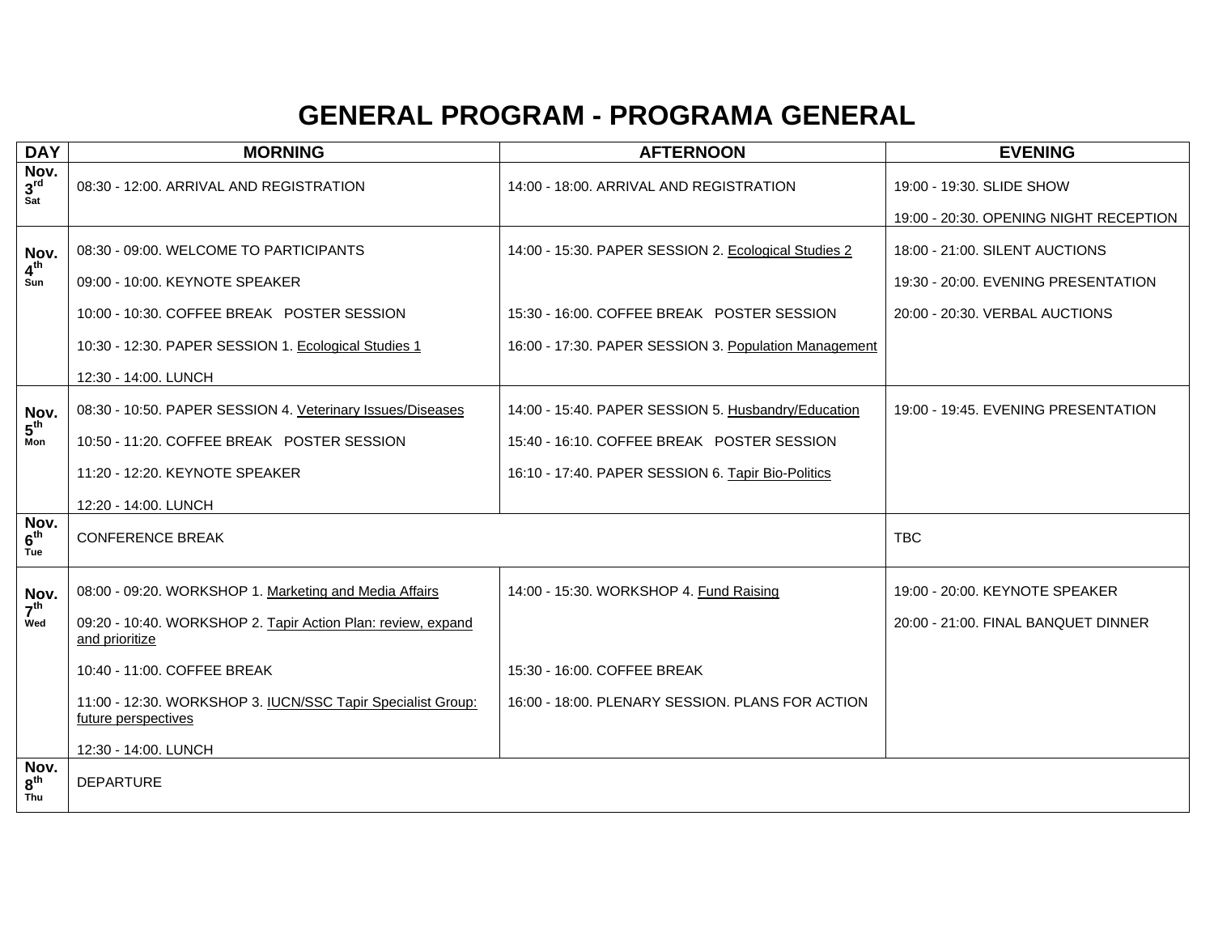# GENERAL PROGRAM - PROGRAMA GENERAL

| DAY | MORNING | AFTERNOON | EVENING |
|---|---|---|---|
| Nov. 3rd Sat | 08:30 - 12:00. ARRIVAL AND REGISTRATION | 14:00 - 18:00. ARRIVAL AND REGISTRATION | 19:00 - 19:30. SLIDE SHOW<br>19:00 - 20:30. OPENING NIGHT RECEPTION |
| Nov. 4th Sun | 08:30 - 09:00. WELCOME TO PARTICIPANTS<br>09:00 - 10:00. KEYNOTE SPEAKER<br>10:00 - 10:30. COFFEE BREAK POSTER SESSION<br>10:30 - 12:30. PAPER SESSION 1. Ecological Studies 1<br>12:30 - 14:00. LUNCH | 14:00 - 15:30. PAPER SESSION 2. Ecological Studies 2<br>15:30 - 16:00. COFFEE BREAK POSTER SESSION<br>16:00 - 17:30. PAPER SESSION 3. Population Management | 18:00 - 21:00. SILENT AUCTIONS<br>19:30 - 20:00. EVENING PRESENTATION<br>20:00 - 20:30. VERBAL AUCTIONS |
| Nov. 5th Mon | 08:30 - 10:50. PAPER SESSION 4. Veterinary Issues/Diseases<br>10:50 - 11:20. COFFEE BREAK POSTER SESSION<br>11:20 - 12:20. KEYNOTE SPEAKER<br>12:20 - 14:00. LUNCH | 14:00 - 15:40. PAPER SESSION 5. Husbandry/Education<br>15:40 - 16:10. COFFEE BREAK POSTER SESSION<br>16:10 - 17:40. PAPER SESSION 6. Tapir Bio-Politics | 19:00 - 19:45. EVENING PRESENTATION |
| Nov. 6th Tue | CONFERENCE BREAK | | TBC |
| Nov. 7th Wed | 08:00 - 09:20. WORKSHOP 1. Marketing and Media Affairs<br>09:20 - 10:40. WORKSHOP 2. Tapir Action Plan: review, expand and prioritize<br>10:40 - 11:00. COFFEE BREAK<br>11:00 - 12:30. WORKSHOP 3. IUCN/SSC Tapir Specialist Group: future perspectives<br>12:30 - 14:00. LUNCH | 14:00 - 15:30. WORKSHOP 4. Fund Raising<br>15:30 - 16:00. COFFEE BREAK<br>16:00 - 18:00. PLENARY SESSION. PLANS FOR ACTION | 19:00 - 20:00. KEYNOTE SPEAKER<br>20:00 - 21:00. FINAL BANQUET DINNER |
| Nov. 8th Thu | DEPARTURE | | |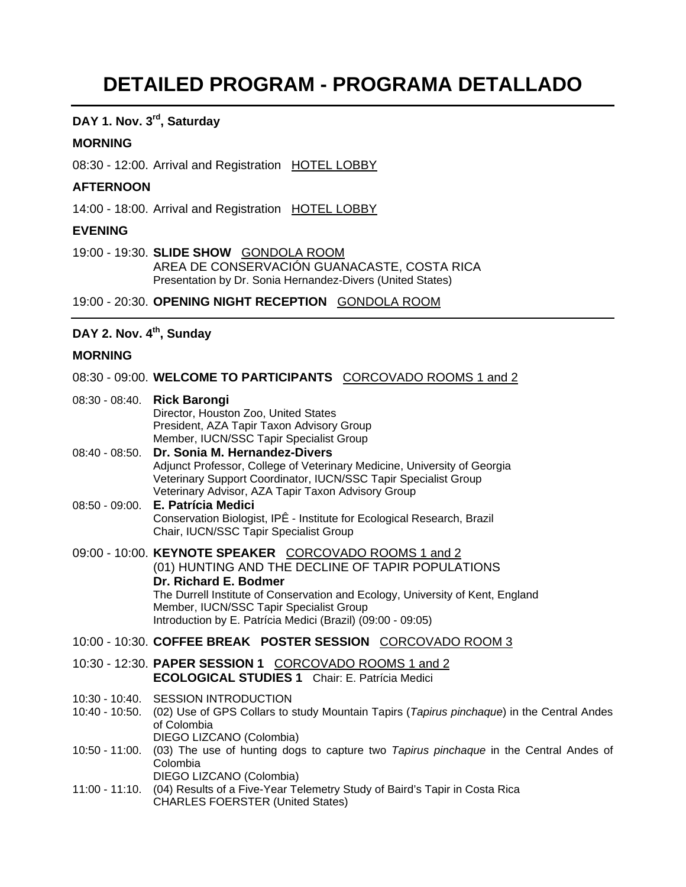# DETAILED PROGRAM - PROGRAMA DETALLADO

## DAY 1. Nov. 3rd, Saturday

### MORNING

08:30 - 12:00. Arrival and Registration HOTEL LOBBY

### AFTERNOON

14:00 - 18:00. Arrival and Registration HOTEL LOBBY

### EVENING

19:00 - 19:30. **SLIDE SHOW** GONDOLA ROOM
AREA DE CONSERVACIÓN GUANACASTE, COSTA RICA
Presentation by Dr. Sonia Hernandez-Divers (United States)

19:00 - 20:30. **OPENING NIGHT RECEPTION** GONDOLA ROOM

## DAY 2. Nov. 4th, Sunday

### MORNING

08:30 - 09:00. **WELCOME TO PARTICIPANTS** CORCOVADO ROOMS 1 and 2

08:30 - 08:40. **Rick Barongi**
Director, Houston Zoo, United States
President, AZA Tapir Taxon Advisory Group
Member, IUCN/SSC Tapir Specialist Group

08:40 - 08:50. **Dr. Sonia M. Hernandez-Divers**
Adjunct Professor, College of Veterinary Medicine, University of Georgia
Veterinary Support Coordinator, IUCN/SSC Tapir Specialist Group
Veterinary Advisor, AZA Tapir Taxon Advisory Group

08:50 - 09:00. **E. Patrícia Medici**
Conservation Biologist, IPÊ - Institute for Ecological Research, Brazil
Chair, IUCN/SSC Tapir Specialist Group

09:00 - 10:00. **KEYNOTE SPEAKER** CORCOVADO ROOMS 1 and 2
(01) HUNTING AND THE DECLINE OF TAPIR POPULATIONS
**Dr. Richard E. Bodmer**
The Durrell Institute of Conservation and Ecology, University of Kent, England
Member, IUCN/SSC Tapir Specialist Group
Introduction by E. Patrícia Medici (Brazil) (09:00 - 09:05)

10:00 - 10:30. **COFFEE BREAK POSTER SESSION** CORCOVADO ROOM 3

10:30 - 12:30. **PAPER SESSION 1** CORCOVADO ROOMS 1 and 2
**ECOLOGICAL STUDIES 1** Chair: E. Patrícia Medici

10:30 - 10:40. SESSION INTRODUCTION

10:40 - 10:50. (02) Use of GPS Collars to study Mountain Tapirs (*Tapirus pinchaque*) in the Central Andes of Colombia
DIEGO LIZCANO (Colombia)

10:50 - 11:00. (03) The use of hunting dogs to capture two *Tapirus pinchaque* in the Central Andes of Colombia
DIEGO LIZCANO (Colombia)

11:00 - 11:10. (04) Results of a Five-Year Telemetry Study of Baird's Tapir in Costa Rica
CHARLES FOERSTER (United States)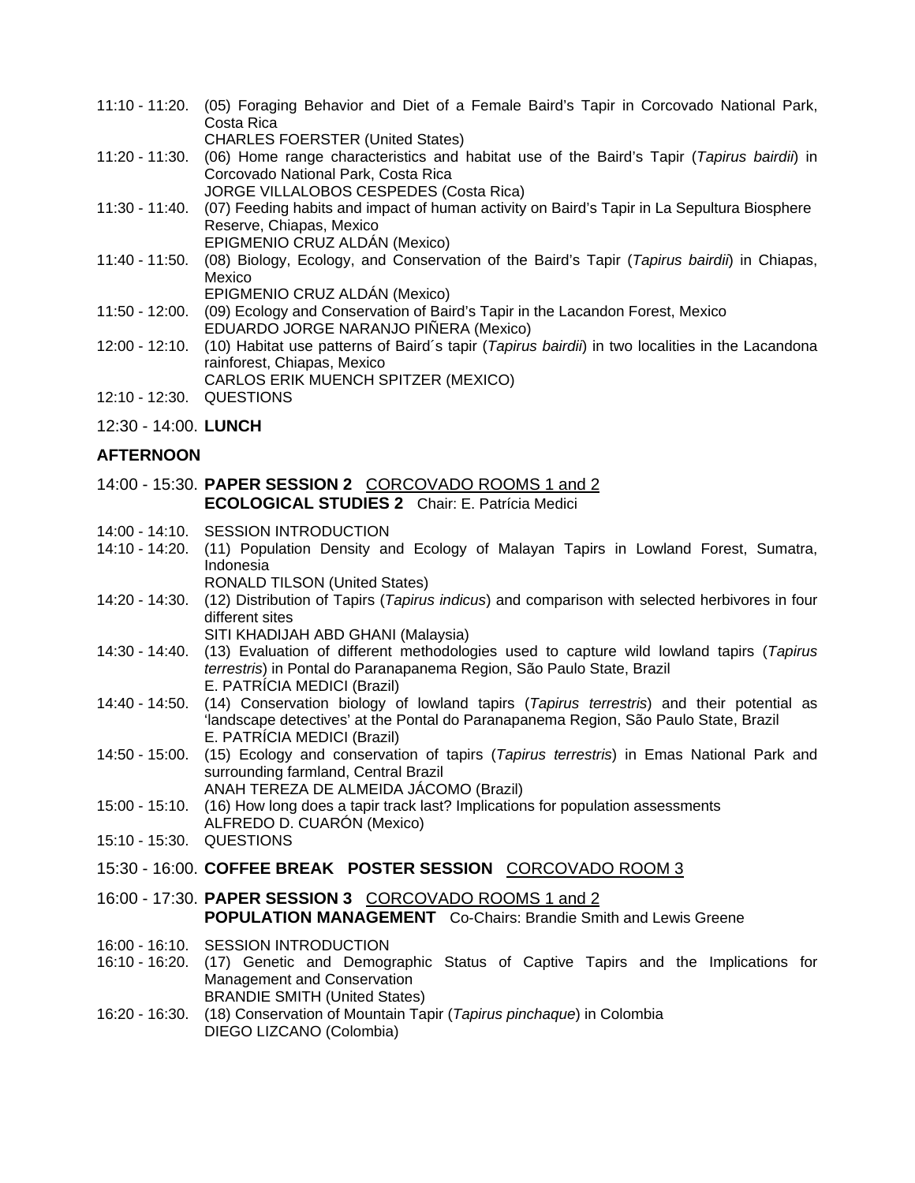11:10 - 11:20. (05) Foraging Behavior and Diet of a Female Baird's Tapir in Corcovado National Park, Costa Rica
CHARLES FOERSTER (United States)

11:20 - 11:30. (06) Home range characteristics and habitat use of the Baird's Tapir (*Tapirus bairdii*) in Corcovado National Park, Costa Rica
JORGE VILLALOBOS CESPEDES (Costa Rica)

11:30 - 11:40. (07) Feeding habits and impact of human activity on Baird's Tapir in La Sepultura Biosphere Reserve, Chiapas, Mexico
EPIGMENIO CRUZ ALDÁN (Mexico)

11:40 - 11:50. (08) Biology, Ecology, and Conservation of the Baird's Tapir (*Tapirus bairdii*) in Chiapas, Mexico
EPIGMENIO CRUZ ALDÁN (Mexico)

11:50 - 12:00. (09) Ecology and Conservation of Baird's Tapir in the Lacandon Forest, Mexico
EDUARDO JORGE NARANJO PIÑERA (Mexico)

12:00 - 12:10. (10) Habitat use patterns of Baird´s tapir (*Tapirus bairdii*) in two localities in the Lacandona rainforest, Chiapas, Mexico
CARLOS ERIK MUENCH SPITZER (MEXICO)

12:10 - 12:30. QUESTIONS

12:30 - 14:00. **LUNCH**

## AFTERNOON

14:00 - 15:30. **PAPER SESSION 2** CORCOVADO ROOMS 1 and 2
**ECOLOGICAL STUDIES 2** Chair: E. Patrícia Medici

14:00 - 14:10. SESSION INTRODUCTION

14:10 - 14:20. (11) Population Density and Ecology of Malayan Tapirs in Lowland Forest, Sumatra, Indonesia
RONALD TILSON (United States)

14:20 - 14:30. (12) Distribution of Tapirs (*Tapirus indicus*) and comparison with selected herbivores in four different sites
SITI KHADIJAH ABD GHANI (Malaysia)

14:30 - 14:40. (13) Evaluation of different methodologies used to capture wild lowland tapirs (*Tapirus terrestris*) in Pontal do Paranapanema Region, São Paulo State, Brazil
E. PATRÍCIA MEDICI (Brazil)

14:40 - 14:50. (14) Conservation biology of lowland tapirs (*Tapirus terrestris*) and their potential as 'landscape detectives' at the Pontal do Paranapanema Region, São Paulo State, Brazil
E. PATRÍCIA MEDICI (Brazil)

14:50 - 15:00. (15) Ecology and conservation of tapirs (*Tapirus terrestris*) in Emas National Park and surrounding farmland, Central Brazil
ANAH TEREZA DE ALMEIDA JÁCOMO (Brazil)

15:00 - 15:10. (16) How long does a tapir track last? Implications for population assessments
ALFREDO D. CUARÓN (Mexico)

15:10 - 15:30. QUESTIONS

15:30 - 16:00. **COFFEE BREAK POSTER SESSION** CORCOVADO ROOM 3

16:00 - 17:30. **PAPER SESSION 3** CORCOVADO ROOMS 1 and 2
**POPULATION MANAGEMENT** Co-Chairs: Brandie Smith and Lewis Greene

16:00 - 16:10. SESSION INTRODUCTION

16:10 - 16:20. (17) Genetic and Demographic Status of Captive Tapirs and the Implications for Management and Conservation
BRANDIE SMITH (United States)

16:20 - 16:30. (18) Conservation of Mountain Tapir (*Tapirus pinchaque*) in Colombia
DIEGO LIZCANO (Colombia)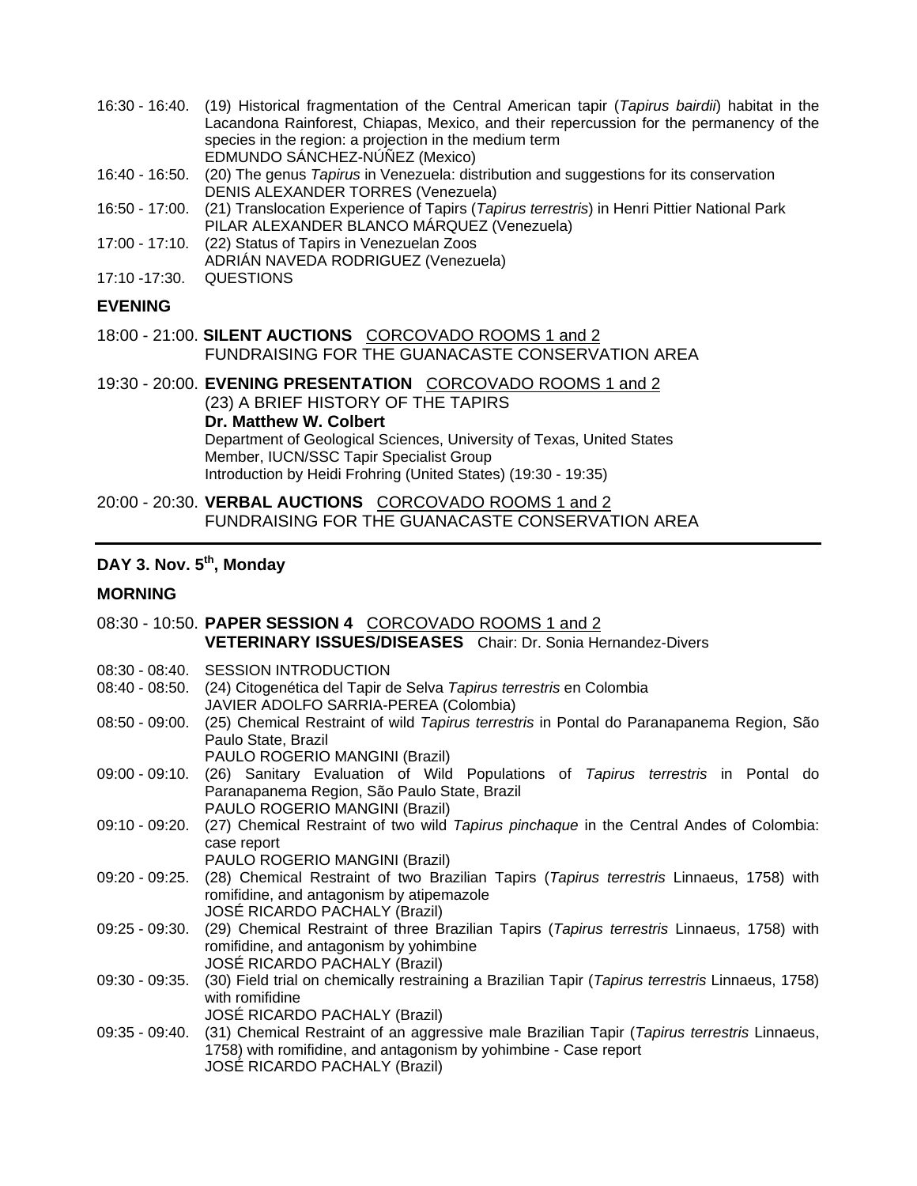16:30 - 16:40. (19) Historical fragmentation of the Central American tapir (*Tapirus bairdii*) habitat in the Lacandona Rainforest, Chiapas, Mexico, and their repercussion for the permanency of the species in the region: a projection in the medium term
EDMUNDO SÁNCHEZ-NÚÑEZ (Mexico)

16:40 - 16:50. (20) The genus *Tapirus* in Venezuela: distribution and suggestions for its conservation
DENIS ALEXANDER TORRES (Venezuela)

16:50 - 17:00. (21) Translocation Experience of Tapirs (*Tapirus terrestris*) in Henri Pittier National Park
PILAR ALEXANDER BLANCO MÁRQUEZ (Venezuela)

17:00 - 17:10. (22) Status of Tapirs in Venezuelan Zoos
ADRIÁN NAVEDA RODRIGUEZ (Venezuela)

17:10 -17:30. QUESTIONS

## EVENING

18:00 - 21:00. **SILENT AUCTIONS** CORCOVADO ROOMS 1 and 2
FUNDRAISING FOR THE GUANACASTE CONSERVATION AREA

19:30 - 20:00. **EVENING PRESENTATION** CORCOVADO ROOMS 1 and 2
(23) A BRIEF HISTORY OF THE TAPIRS
**Dr. Matthew W. Colbert**
Department of Geological Sciences, University of Texas, United States
Member, IUCN/SSC Tapir Specialist Group
Introduction by Heidi Frohring (United States) (19:30 - 19:35)

20:00 - 20:30. **VERBAL AUCTIONS** CORCOVADO ROOMS 1 and 2
FUNDRAISING FOR THE GUANACASTE CONSERVATION AREA

---

## DAY 3. Nov. 5th, Monday

## MORNING

08:30 - 10:50. **PAPER SESSION 4** CORCOVADO ROOMS 1 and 2
**VETERINARY ISSUES/DISEASES** Chair: Dr. Sonia Hernandez-Divers

08:30 - 08:40. SESSION INTRODUCTION

08:40 - 08:50. (24) Citogenética del Tapir de Selva *Tapirus terrestris* en Colombia
JAVIER ADOLFO SARRIA-PEREA (Colombia)

08:50 - 09:00. (25) Chemical Restraint of wild *Tapirus terrestris* in Pontal do Paranapanema Region, São Paulo State, Brazil
PAULO ROGERIO MANGINI (Brazil)

09:00 - 09:10. (26) Sanitary Evaluation of Wild Populations of *Tapirus terrestris* in Pontal do Paranapanema Region, São Paulo State, Brazil
PAULO ROGERIO MANGINI (Brazil)

09:10 - 09:20. (27) Chemical Restraint of two wild *Tapirus pinchaque* in the Central Andes of Colombia: case report
PAULO ROGERIO MANGINI (Brazil)

09:20 - 09:25. (28) Chemical Restraint of two Brazilian Tapirs (*Tapirus terrestris* Linnaeus, 1758) with romifidine, and antagonism by atipemazole
JOSÉ RICARDO PACHALY (Brazil)

09:25 - 09:30. (29) Chemical Restraint of three Brazilian Tapirs (*Tapirus terrestris* Linnaeus, 1758) with romifidine, and antagonism by yohimbine
JOSÉ RICARDO PACHALY (Brazil)

09:30 - 09:35. (30) Field trial on chemically restraining a Brazilian Tapir (*Tapirus terrestris* Linnaeus, 1758) with romifidine
JOSÉ RICARDO PACHALY (Brazil)

09:35 - 09:40. (31) Chemical Restraint of an aggressive male Brazilian Tapir (*Tapirus terrestris* Linnaeus, 1758) with romifidine, and antagonism by yohimbine - Case report
JOSÉ RICARDO PACHALY (Brazil)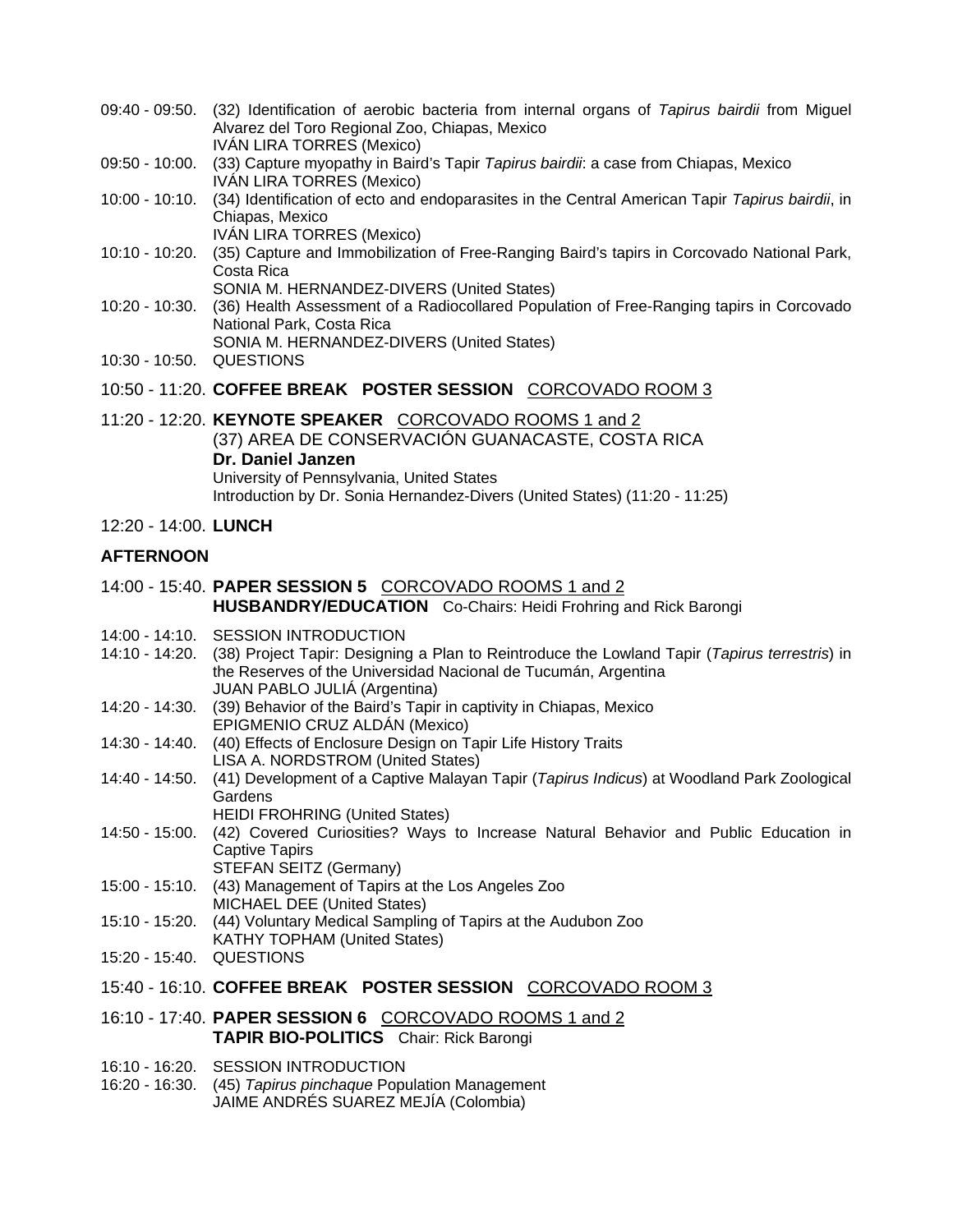09:40 - 09:50. (32) Identification of aerobic bacteria from internal organs of *Tapirus bairdii* from Miguel Alvarez del Toro Regional Zoo, Chiapas, Mexico
IVÁN LIRA TORRES (Mexico)

09:50 - 10:00. (33) Capture myopathy in Baird's Tapir *Tapirus bairdii*: a case from Chiapas, Mexico
IVÁN LIRA TORRES (Mexico)

10:00 - 10:10. (34) Identification of ecto and endoparasites in the Central American Tapir *Tapirus bairdii*, in Chiapas, Mexico
IVÁN LIRA TORRES (Mexico)

10:10 - 10:20. (35) Capture and Immobilization of Free-Ranging Baird's tapirs in Corcovado National Park, Costa Rica
SONIA M. HERNANDEZ-DIVERS (United States)

10:20 - 10:30. (36) Health Assessment of a Radiocollared Population of Free-Ranging tapirs in Corcovado National Park, Costa Rica
SONIA M. HERNANDEZ-DIVERS (United States)

10:30 - 10:50. QUESTIONS

10:50 - 11:20. **COFFEE BREAK POSTER SESSION** CORCOVADO ROOM 3

11:20 - 12:20. **KEYNOTE SPEAKER** CORCOVADO ROOMS 1 and 2
(37) AREA DE CONSERVACIÓN GUANACASTE, COSTA RICA
**Dr. Daniel Janzen**
University of Pennsylvania, United States
Introduction by Dr. Sonia Hernandez-Divers (United States) (11:20 - 11:25)

12:20 - 14:00. **LUNCH**

## AFTERNOON

14:00 - 15:40. **PAPER SESSION 5** CORCOVADO ROOMS 1 and 2
**HUSBANDRY/EDUCATION** Co-Chairs: Heidi Frohring and Rick Barongi

14:00 - 14:10. SESSION INTRODUCTION

14:10 - 14:20. (38) Project Tapir: Designing a Plan to Reintroduce the Lowland Tapir (*Tapirus terrestris*) in the Reserves of the Universidad Nacional de Tucumán, Argentina
JUAN PABLO JULIÁ (Argentina)

14:20 - 14:30. (39) Behavior of the Baird's Tapir in captivity in Chiapas, Mexico
EPIGMENIO CRUZ ALDÁN (Mexico)

14:30 - 14:40. (40) Effects of Enclosure Design on Tapir Life History Traits
LISA A. NORDSTROM (United States)

14:40 - 14:50. (41) Development of a Captive Malayan Tapir (*Tapirus Indicus*) at Woodland Park Zoological Gardens
HEIDI FROHRING (United States)

14:50 - 15:00. (42) Covered Curiosities? Ways to Increase Natural Behavior and Public Education in Captive Tapirs
STEFAN SEITZ (Germany)

15:00 - 15:10. (43) Management of Tapirs at the Los Angeles Zoo
MICHAEL DEE (United States)

15:10 - 15:20. (44) Voluntary Medical Sampling of Tapirs at the Audubon Zoo
KATHY TOPHAM (United States)

15:20 - 15:40. QUESTIONS

15:40 - 16:10. **COFFEE BREAK POSTER SESSION** CORCOVADO ROOM 3

16:10 - 17:40. **PAPER SESSION 6** CORCOVADO ROOMS 1 and 2
**TAPIR BIO-POLITICS** Chair: Rick Barongi

16:10 - 16:20. SESSION INTRODUCTION

16:20 - 16:30. (45) *Tapirus pinchaque* Population Management
JAIME ANDRÉS SUAREZ MEJÍA (Colombia)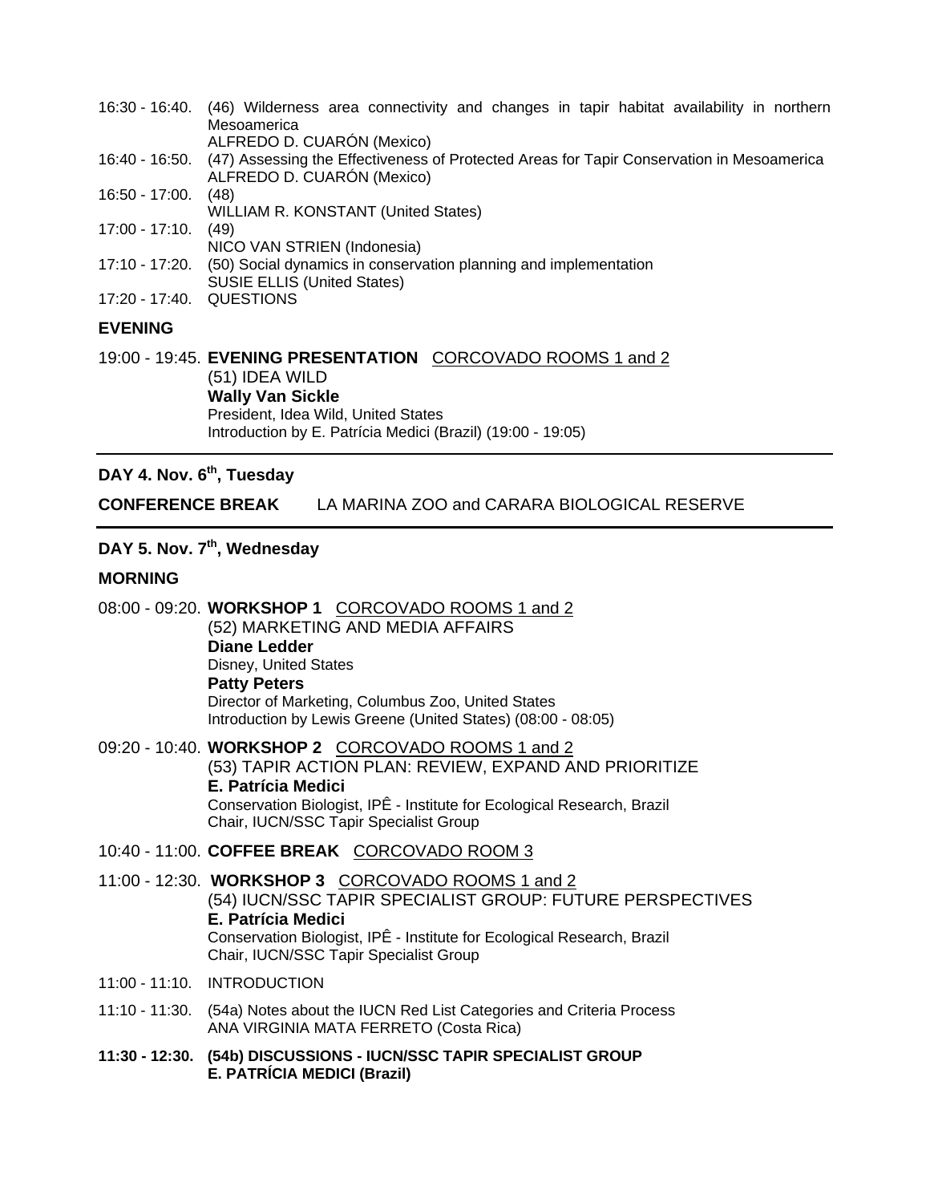16:30 - 16:40. (46) Wilderness area connectivity and changes in tapir habitat availability in northern Mesoamerica
ALFREDO D. CUARÓN (Mexico)

16:40 - 16:50. (47) Assessing the Effectiveness of Protected Areas for Tapir Conservation in Mesoamerica
ALFREDO D. CUARÓN (Mexico)

16:50 - 17:00. (48)
WILLIAM R. KONSTANT (United States)

17:00 - 17:10. (49)
NICO VAN STRIEN (Indonesia)

17:10 - 17:20. (50) Social dynamics in conservation planning and implementation
SUSIE ELLIS (United States)

17:20 - 17:40. QUESTIONS

**EVENING**

19:00 - 19:45. **EVENING PRESENTATION** CORCOVADO ROOMS 1 and 2
(51) IDEA WILD
**Wally Van Sickle**
President, Idea Wild, United States
Introduction by E. Patrícia Medici (Brazil) (19:00 - 19:05)

---

**DAY 4. Nov. 6th, Tuesday**

**CONFERENCE BREAK** LA MARINA ZOO and CARARA BIOLOGICAL RESERVE

---

**DAY 5. Nov. 7th, Wednesday**

**MORNING**

08:00 - 09:20. **WORKSHOP 1** CORCOVADO ROOMS 1 and 2
(52) MARKETING AND MEDIA AFFAIRS
**Diane Ledder**
Disney, United States
**Patty Peters**
Director of Marketing, Columbus Zoo, United States
Introduction by Lewis Greene (United States) (08:00 - 08:05)

09:20 - 10:40. **WORKSHOP 2** CORCOVADO ROOMS 1 and 2
(53) TAPIR ACTION PLAN: REVIEW, EXPAND AND PRIORITIZE
**E. Patrícia Medici**
Conservation Biologist, IPÊ - Institute for Ecological Research, Brazil
Chair, IUCN/SSC Tapir Specialist Group

10:40 - 11:00. **COFFEE BREAK** CORCOVADO ROOM 3

11:00 - 12:30. **WORKSHOP 3** CORCOVADO ROOMS 1 and 2
(54) IUCN/SSC TAPIR SPECIALIST GROUP: FUTURE PERSPECTIVES
**E. Patrícia Medici**
Conservation Biologist, IPÊ - Institute for Ecological Research, Brazil
Chair, IUCN/SSC Tapir Specialist Group

11:00 - 11:10. INTRODUCTION

11:10 - 11:30. (54a) Notes about the IUCN Red List Categories and Criteria Process
ANA VIRGINIA MATA FERRETO (Costa Rica)

**11:30 - 12:30. (54b) DISCUSSIONS - IUCN/SSC TAPIR SPECIALIST GROUP**
**E. PATRÍCIA MEDICI (Brazil)**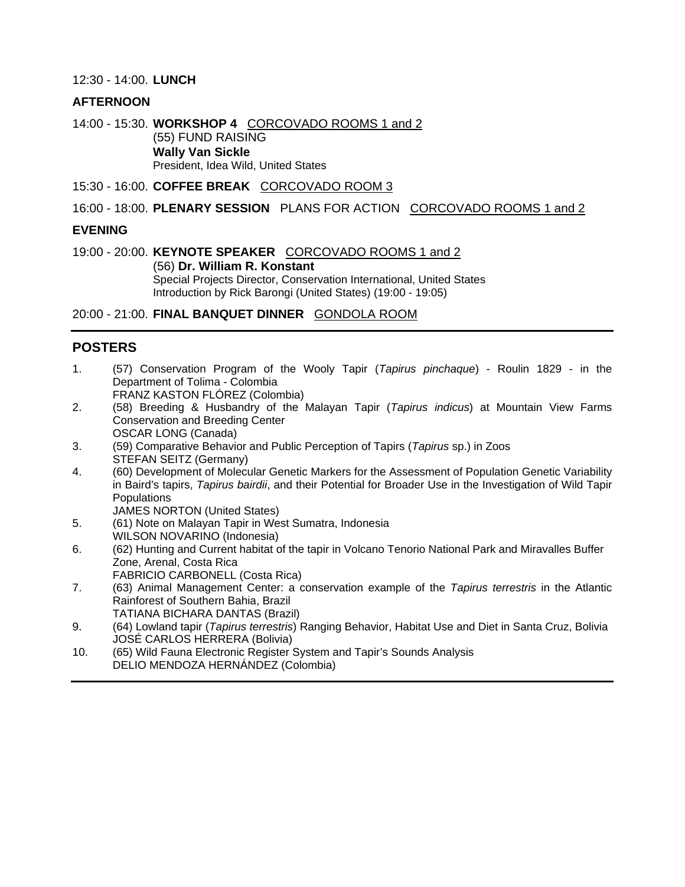12:30 - 14:00. **LUNCH**

**AFTERNOON**

14:00 - 15:30. **WORKSHOP 4** CORCOVADO ROOMS 1 and 2
(55) FUND RAISING
**Wally Van Sickle**
President, Idea Wild, United States

15:30 - 16:00. **COFFEE BREAK** CORCOVADO ROOM 3

16:00 - 18:00. **PLENARY SESSION** PLANS FOR ACTION CORCOVADO ROOMS 1 and 2

**EVENING**

19:00 - 20:00. **KEYNOTE SPEAKER** CORCOVADO ROOMS 1 and 2
(56) **Dr. William R. Konstant**
Special Projects Director, Conservation International, United States
Introduction by Rick Barongi (United States) (19:00 - 19:05)

20:00 - 21:00. **FINAL BANQUET DINNER** GONDOLA ROOM

---

## POSTERS

1. (57) Conservation Program of the Wooly Tapir (*Tapirus pinchaque*) - Roulin 1829 - in the Department of Tolima - Colombia
   FRANZ KASTON FLÓREZ (Colombia)
2. (58) Breeding & Husbandry of the Malayan Tapir (*Tapirus indicus*) at Mountain View Farms Conservation and Breeding Center
   OSCAR LONG (Canada)
3. (59) Comparative Behavior and Public Perception of Tapirs (*Tapirus* sp.) in Zoos
   STEFAN SEITZ (Germany)
4. (60) Development of Molecular Genetic Markers for the Assessment of Population Genetic Variability in Baird's tapirs, *Tapirus bairdii*, and their Potential for Broader Use in the Investigation of Wild Tapir Populations
   JAMES NORTON (United States)
5. (61) Note on Malayan Tapir in West Sumatra, Indonesia
   WILSON NOVARINO (Indonesia)
6. (62) Hunting and Current habitat of the tapir in Volcano Tenorio National Park and Miravalles Buffer Zone, Arenal, Costa Rica
   FABRICIO CARBONELL (Costa Rica)
7. (63) Animal Management Center: a conservation example of the *Tapirus terrestris* in the Atlantic Rainforest of Southern Bahia, Brazil
   TATIANA BICHARA DANTAS (Brazil)

9. (64) Lowland tapir (*Tapirus terrestris*) Ranging Behavior, Habitat Use and Diet in Santa Cruz, Bolivia
   JOSÉ CARLOS HERRERA (Bolivia)
10. (65) Wild Fauna Electronic Register System and Tapir's Sounds Analysis
    DELIO MENDOZA HERNÁNDEZ (Colombia)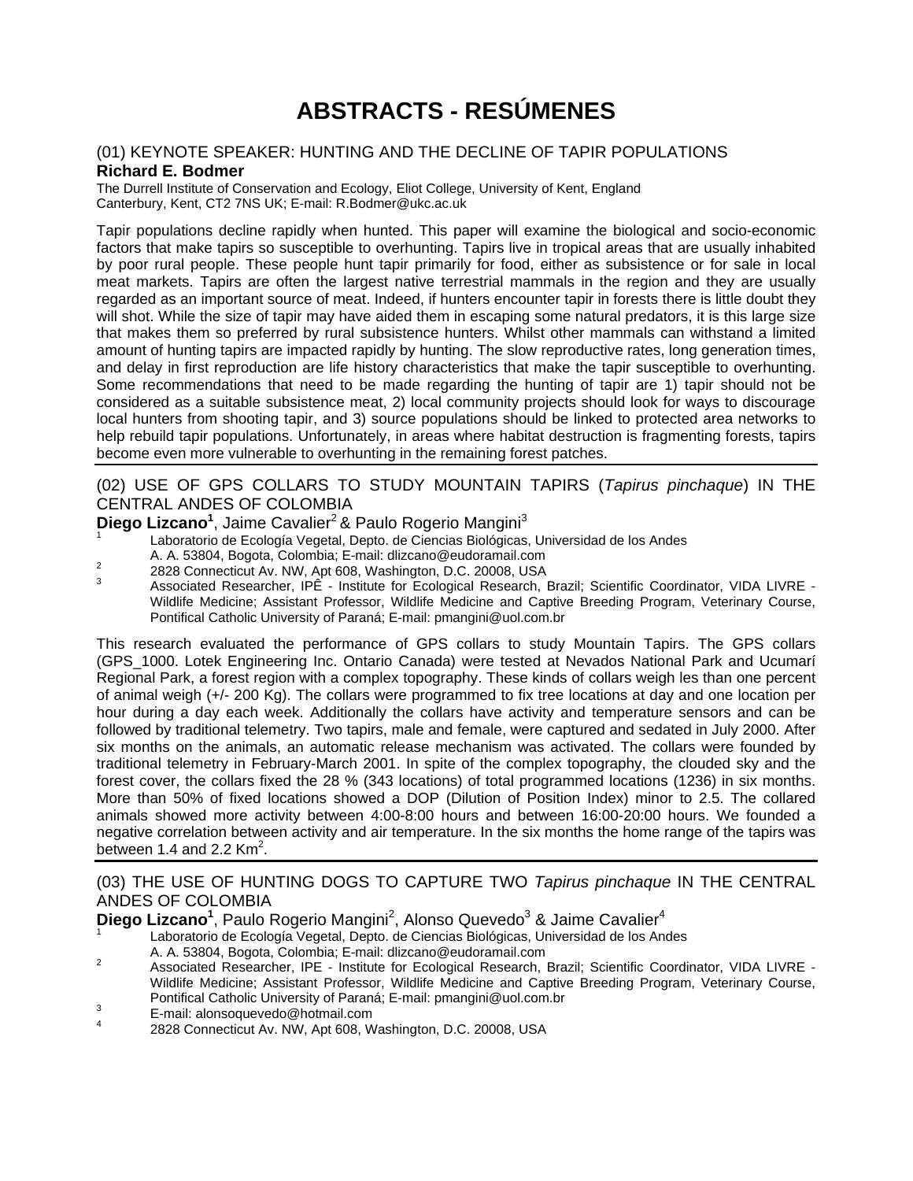# ABSTRACTS - RESÚMENES

## (01) KEYNOTE SPEAKER: HUNTING AND THE DECLINE OF TAPIR POPULATIONS

**Richard E. Bodmer**

The Durrell Institute of Conservation and Ecology, Eliot College, University of Kent, England
Canterbury, Kent, CT2 7NS UK; E-mail: R.Bodmer@ukc.ac.uk

Tapir populations decline rapidly when hunted. This paper will examine the biological and socio-economic factors that make tapirs so susceptible to overhunting. Tapirs live in tropical areas that are usually inhabited by poor rural people. These people hunt tapir primarily for food, either as subsistence or for sale in local meat markets. Tapirs are often the largest native terrestrial mammals in the region and they are usually regarded as an important source of meat. Indeed, if hunters encounter tapir in forests there is little doubt they will shot. While the size of tapir may have aided them in escaping some natural predators, it is this large size that makes them so preferred by rural subsistence hunters. Whilst other mammals can withstand a limited amount of hunting tapirs are impacted rapidly by hunting. The slow reproductive rates, long generation times, and delay in first reproduction are life history characteristics that make the tapir susceptible to overhunting. Some recommendations that need to be made regarding the hunting of tapir are 1) tapir should not be considered as a suitable subsistence meat, 2) local community projects should look for ways to discourage local hunters from shooting tapir, and 3) source populations should be linked to protected area networks to help rebuild tapir populations. Unfortunately, in areas where habitat destruction is fragmenting forests, tapirs become even more vulnerable to overhunting in the remaining forest patches.

---

## (02) USE OF GPS COLLARS TO STUDY MOUNTAIN TAPIRS (*Tapirus pinchaque*) IN THE CENTRAL ANDES OF COLOMBIA

**Diego Lizcano**[1], Jaime Cavalier[2] & Paulo Rogerio Mangini[3]

[1] Laboratorio de Ecología Vegetal, Depto. de Ciencias Biológicas, Universidad de los Andes A. A. 53804, Bogota, Colombia; E-mail: dlizcano@eudoramail.com
[2] 2828 Connecticut Av. NW, Apt 608, Washington, D.C. 20008, USA
[3] Associated Researcher, IPÊ - Institute for Ecological Research, Brazil; Scientific Coordinator, VIDA LIVRE - Wildlife Medicine; Assistant Professor, Wildlife Medicine and Captive Breeding Program, Veterinary Course, Pontifical Catholic University of Paraná; E-mail: pmangini@uol.com.br

This research evaluated the performance of GPS collars to study Mountain Tapirs. The GPS collars (GPS_1000. Lotek Engineering Inc. Ontario Canada) were tested at Nevados National Park and Ucumarí Regional Park, a forest region with a complex topography. These kinds of collars weigh les than one percent of animal weigh (+/- 200 Kg). The collars were programmed to fix tree locations at day and one location per hour during a day each week. Additionally the collars have activity and temperature sensors and can be followed by traditional telemetry. Two tapirs, male and female, were captured and sedated in July 2000. After six months on the animals, an automatic release mechanism was activated. The collars were founded by traditional telemetry in February-March 2001. In spite of the complex topography, the clouded sky and the forest cover, the collars fixed the 28 % (343 locations) of total programmed locations (1236) in six months. More than 50% of fixed locations showed a DOP (Dilution of Position Index) minor to 2.5. The collared animals showed more activity between 4:00-8:00 hours and between 16:00-20:00 hours. We founded a negative correlation between activity and air temperature. In the six months the home range of the tapirs was between 1.4 and 2.2 $Km^2$.

---

## (03) THE USE OF HUNTING DOGS TO CAPTURE TWO *Tapirus pinchaque* IN THE CENTRAL ANDES OF COLOMBIA

**Diego Lizcano**[1], Paulo Rogerio Mangini[2], Alonso Quevedo[3] & Jaime Cavalier[4]

[1] Laboratorio de Ecología Vegetal, Depto. de Ciencias Biológicas, Universidad de los Andes A. A. 53804, Bogota, Colombia; E-mail: dlizcano@eudoramail.com
[2] Associated Researcher, IPE - Institute for Ecological Research, Brazil; Scientific Coordinator, VIDA LIVRE - Wildlife Medicine; Assistant Professor, Wildlife Medicine and Captive Breeding Program, Veterinary Course, Pontifical Catholic University of Paraná; E-mail: pmangini@uol.com.br
[3] E-mail: alonsoquevedo@hotmail.com
[4] 2828 Connecticut Av. NW, Apt 608, Washington, D.C. 20008, USA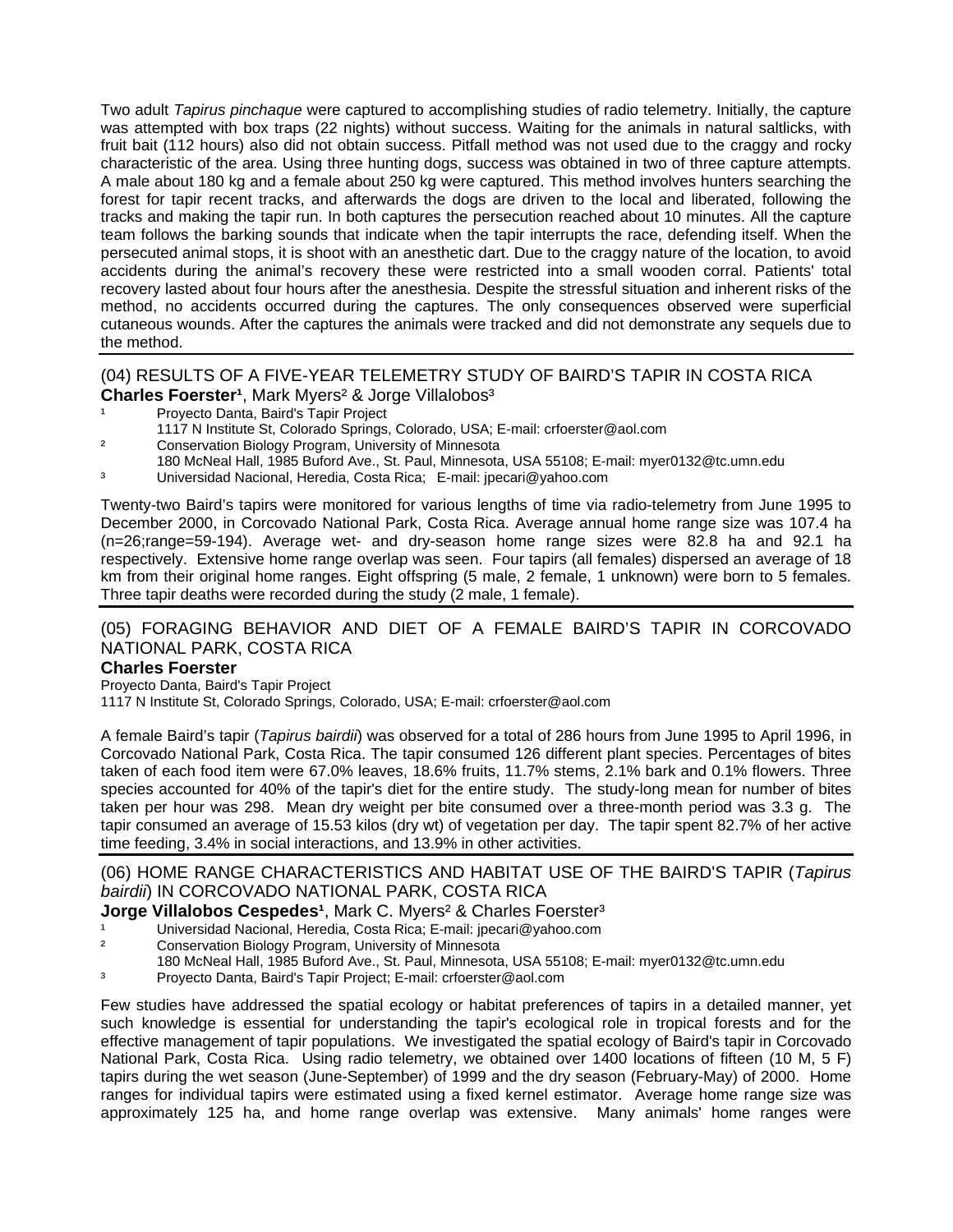Two adult *Tapirus pinchaque* were captured to accomplishing studies of radio telemetry. Initially, the capture was attempted with box traps (22 nights) without success. Waiting for the animals in natural saltlicks, with fruit bait (112 hours) also did not obtain success. Pitfall method was not used due to the craggy and rocky characteristic of the area. Using three hunting dogs, success was obtained in two of three capture attempts. A male about 180 kg and a female about 250 kg were captured. This method involves hunters searching the forest for tapir recent tracks, and afterwards the dogs are driven to the local and liberated, following the tracks and making the tapir run. In both captures the persecution reached about 10 minutes. All the capture team follows the barking sounds that indicate when the tapir interrupts the race, defending itself. When the persecuted animal stops, it is shoot with an anesthetic dart. Due to the craggy nature of the location, to avoid accidents during the animal's recovery these were restricted into a small wooden corral. Patients' total recovery lasted about four hours after the anesthesia. Despite the stressful situation and inherent risks of the method, no accidents occurred during the captures. The only consequences observed were superficial cutaneous wounds. After the captures the animals were tracked and did not demonstrate any sequels due to the method.

## (04) RESULTS OF A FIVE-YEAR TELEMETRY STUDY OF BAIRD'S TAPIR IN COSTA RICA

**Charles Foerster**[1], Mark Myers[2] & Jorge Villalobos[3]

[1] Proyecto Danta, Baird's Tapir Project
1117 N Institute St, Colorado Springs, Colorado, USA; E-mail: crfoerster@aol.com

[2] Conservation Biology Program, University of Minnesota
180 McNeal Hall, 1985 Buford Ave., St. Paul, Minnesota, USA 55108; E-mail: myer0132@tc.umn.edu

[3] Universidad Nacional, Heredia, Costa Rica; E-mail: jpecari@yahoo.com

Twenty-two Baird's tapirs were monitored for various lengths of time via radio-telemetry from June 1995 to December 2000, in Corcovado National Park, Costa Rica. Average annual home range size was 107.4 ha (n=26;range=59-194). Average wet- and dry-season home range sizes were 82.8 ha and 92.1 ha respectively. Extensive home range overlap was seen. Four tapirs (all females) dispersed an average of 18 km from their original home ranges. Eight offspring (5 male, 2 female, 1 unknown) were born to 5 females. Three tapir deaths were recorded during the study (2 male, 1 female).

## (05) FORAGING BEHAVIOR AND DIET OF A FEMALE BAIRD'S TAPIR IN CORCOVADO NATIONAL PARK, COSTA RICA

**Charles Foerster**

Proyecto Danta, Baird's Tapir Project
1117 N Institute St, Colorado Springs, Colorado, USA; E-mail: crfoerster@aol.com

A female Baird's tapir (*Tapirus bairdii*) was observed for a total of 286 hours from June 1995 to April 1996, in Corcovado National Park, Costa Rica. The tapir consumed 126 different plant species. Percentages of bites taken of each food item were 67.0% leaves, 18.6% fruits, 11.7% stems, 2.1% bark and 0.1% flowers. Three species accounted for 40% of the tapir's diet for the entire study. The study-long mean for number of bites taken per hour was 298. Mean dry weight per bite consumed over a three-month period was 3.3 g. The tapir consumed an average of 15.53 kilos (dry wt) of vegetation per day. The tapir spent 82.7% of her active time feeding, 3.4% in social interactions, and 13.9% in other activities.

## (06) HOME RANGE CHARACTERISTICS AND HABITAT USE OF THE BAIRD'S TAPIR (*Tapirus bairdii*) IN CORCOVADO NATIONAL PARK, COSTA RICA

**Jorge Villalobos Cespedes**[1], Mark C. Myers[2] & Charles Foerster[3]

[1] Universidad Nacional, Heredia, Costa Rica; E-mail: jpecari@yahoo.com

[2] Conservation Biology Program, University of Minnesota
180 McNeal Hall, 1985 Buford Ave., St. Paul, Minnesota, USA 55108; E-mail: myer0132@tc.umn.edu

[3] Proyecto Danta, Baird's Tapir Project; E-mail: crfoerster@aol.com

Few studies have addressed the spatial ecology or habitat preferences of tapirs in a detailed manner, yet such knowledge is essential for understanding the tapir's ecological role in tropical forests and for the effective management of tapir populations. We investigated the spatial ecology of Baird's tapir in Corcovado National Park, Costa Rica. Using radio telemetry, we obtained over 1400 locations of fifteen (10 M, 5 F) tapirs during the wet season (June-September) of 1999 and the dry season (February-May) of 2000. Home ranges for individual tapirs were estimated using a fixed kernel estimator. Average home range size was approximately 125 ha, and home range overlap was extensive. Many animals' home ranges were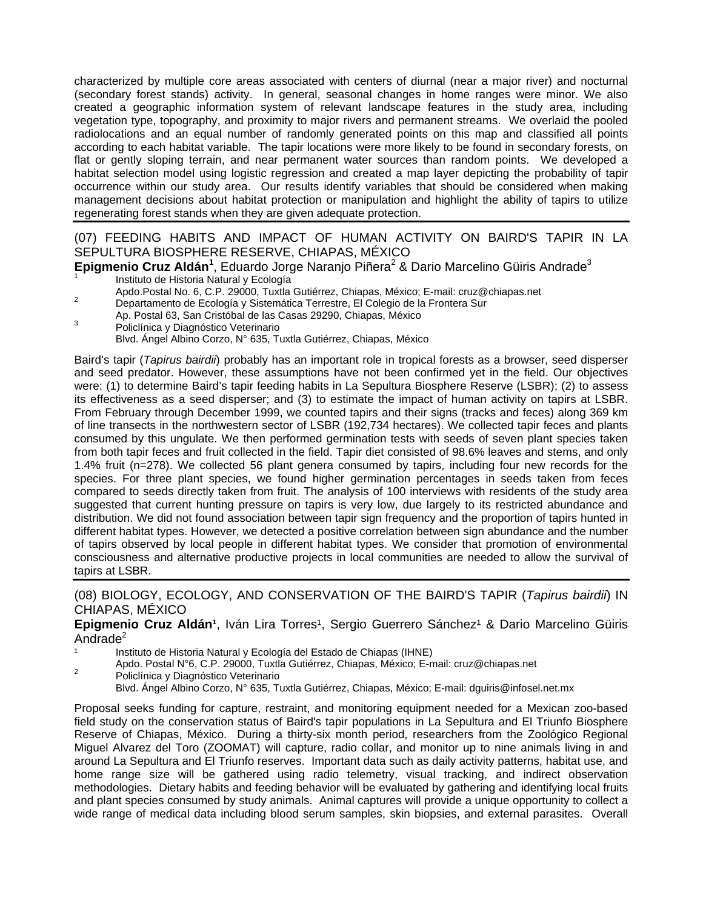characterized by multiple core areas associated with centers of diurnal (near a major river) and nocturnal (secondary forest stands) activity. In general, seasonal changes in home ranges were minor. We also created a geographic information system of relevant landscape features in the study area, including vegetation type, topography, and proximity to major rivers and permanent streams. We overlaid the pooled radiolocations and an equal number of randomly generated points on this map and classified all points according to each habitat variable. The tapir locations were more likely to be found in secondary forests, on flat or gently sloping terrain, and near permanent water sources than random points. We developed a habitat selection model using logistic regression and created a map layer depicting the probability of tapir occurrence within our study area. Our results identify variables that should be considered when making management decisions about habitat protection or manipulation and highlight the ability of tapirs to utilize regenerating forest stands when they are given adequate protection.

## (07) FEEDING HABITS AND IMPACT OF HUMAN ACTIVITY ON BAIRD'S TAPIR IN LA SEPULTURA BIOSPHERE RESERVE, CHIAPAS, MÉXICO

**Epigmenio Cruz Aldán[1]**, Eduardo Jorge Naranjo Piñera[2] & Dario Marcelino Güiris Andrade[3]

[1] Instituto de Historia Natural y Ecología
Apdo.Postal No. 6, C.P. 29000, Tuxtla Gutiérrez, Chiapas, México; E-mail: cruz@chiapas.net

[2] Departamento de Ecología y Sistemática Terrestre, El Colegio de la Frontera Sur
Ap. Postal 63, San Cristóbal de las Casas 29290, Chiapas, México

[3] Policlínica y Diagnóstico Veterinario
Blvd. Ángel Albino Corzo, N° 635, Tuxtla Gutiérrez, Chiapas, México

Baird's tapir (*Tapirus bairdii*) probably has an important role in tropical forests as a browser, seed disperser and seed predator. However, these assumptions have not been confirmed yet in the field. Our objectives were: (1) to determine Baird's tapir feeding habits in La Sepultura Biosphere Reserve (LSBR); (2) to assess its effectiveness as a seed disperser; and (3) to estimate the impact of human activity on tapirs at LSBR. From February through December 1999, we counted tapirs and their signs (tracks and feces) along 369 km of line transects in the northwestern sector of LSBR (192,734 hectares). We collected tapir feces and plants consumed by this ungulate. We then performed germination tests with seeds of seven plant species taken from both tapir feces and fruit collected in the field. Tapir diet consisted of 98.6% leaves and stems, and only 1.4% fruit (n=278). We collected 56 plant genera consumed by tapirs, including four new records for the species. For three plant species, we found higher germination percentages in seeds taken from feces compared to seeds directly taken from fruit. The analysis of 100 interviews with residents of the study area suggested that current hunting pressure on tapirs is very low, due largely to its restricted abundance and distribution. We did not found association between tapir sign frequency and the proportion of tapirs hunted in different habitat types. However, we detected a positive correlation between sign abundance and the number of tapirs observed by local people in different habitat types. We consider that promotion of environmental consciousness and alternative productive projects in local communities are needed to allow the survival of tapirs at LSBR.

## (08) BIOLOGY, ECOLOGY, AND CONSERVATION OF THE BAIRD'S TAPIR (*Tapirus bairdii*) IN CHIAPAS, MÉXICO

**Epigmenio Cruz Aldán[1]**, Iván Lira Torres[1], Sergio Guerrero Sánchez[1] & Dario Marcelino Güiris Andrade[2]

[1] Instituto de Historia Natural y Ecología del Estado de Chiapas (IHNE)
Apdo. Postal N°6, C.P. 29000, Tuxtla Gutiérrez, Chiapas, México; E-mail: cruz@chiapas.net

[2] Policlínica y Diagnóstico Veterinario
Blvd. Ángel Albino Corzo, N° 635, Tuxtla Gutiérrez, Chiapas, México; E-mail: dguiris@infosel.net.mx

Proposal seeks funding for capture, restraint, and monitoring equipment needed for a Mexican zoo-based field study on the conservation status of Baird's tapir populations in La Sepultura and El Triunfo Biosphere Reserve of Chiapas, México. During a thirty-six month period, researchers from the Zoológico Regional Miguel Alvarez del Toro (ZOOMAT) will capture, radio collar, and monitor up to nine animals living in and around La Sepultura and El Triunfo reserves. Important data such as daily activity patterns, habitat use, and home range size will be gathered using radio telemetry, visual tracking, and indirect observation methodologies. Dietary habits and feeding behavior will be evaluated by gathering and identifying local fruits and plant species consumed by study animals. Animal captures will provide a unique opportunity to collect a wide range of medical data including blood serum samples, skin biopsies, and external parasites. Overall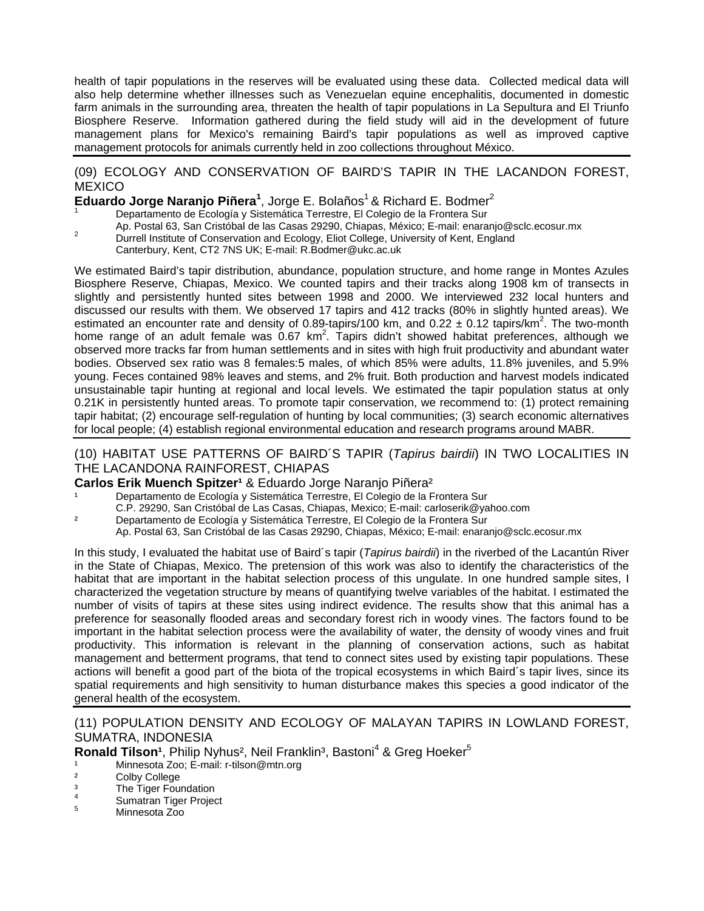health of tapir populations in the reserves will be evaluated using these data. Collected medical data will also help determine whether illnesses such as Venezuelan equine encephalitis, documented in domestic farm animals in the surrounding area, threaten the health of tapir populations in La Sepultura and El Triunfo Biosphere Reserve. Information gathered during the field study will aid in the development of future management plans for Mexico's remaining Baird's tapir populations as well as improved captive management protocols for animals currently held in zoo collections throughout México.

## (09) ECOLOGY AND CONSERVATION OF BAIRD'S TAPIR IN THE LACANDON FOREST, MEXICO

**Eduardo Jorge Naranjo Piñera[1]**, Jorge E. Bolaños[1] & Richard E. Bodmer[2]

[1] Departamento de Ecología y Sistemática Terrestre, El Colegio de la Frontera Sur Ap. Postal 63, San Cristóbal de las Casas 29290, Chiapas, México; E-mail: enaranjo@sclc.ecosur.mx

[2] Durrell Institute of Conservation and Ecology, Eliot College, University of Kent, England Canterbury, Kent, CT2 7NS UK; E-mail: R.Bodmer@ukc.ac.uk

We estimated Baird's tapir distribution, abundance, population structure, and home range in Montes Azules Biosphere Reserve, Chiapas, Mexico. We counted tapirs and their tracks along 1908 km of transects in slightly and persistently hunted sites between 1998 and 2000. We interviewed 232 local hunters and discussed our results with them. We observed 17 tapirs and 412 tracks (80% in slightly hunted areas). We estimated an encounter rate and density of 0.89-tapirs/100 km, and 0.22 ± 0.12 tapirs/km$^2$. The two-month home range of an adult female was 0.67 km$^2$. Tapirs didn't showed habitat preferences, although we observed more tracks far from human settlements and in sites with high fruit productivity and abundant water bodies. Observed sex ratio was 8 females:5 males, of which 85% were adults, 11.8% juveniles, and 5.9% young. Feces contained 98% leaves and stems, and 2% fruit. Both production and harvest models indicated unsustainable tapir hunting at regional and local levels. We estimated the tapir population status at only 0.21K in persistently hunted areas. To promote tapir conservation, we recommend to: (1) protect remaining tapir habitat; (2) encourage self-regulation of hunting by local communities; (3) search economic alternatives for local people; (4) establish regional environmental education and research programs around MABR.

## (10) HABITAT USE PATTERNS OF BAIRD´S TAPIR (*Tapirus bairdii*) IN TWO LOCALITIES IN THE LACANDONA RAINFOREST, CHIAPAS

**Carlos Erik Muench Spitzer[1]** & Eduardo Jorge Naranjo Piñera[2]

[1] Departamento de Ecología y Sistemática Terrestre, El Colegio de la Frontera Sur C.P. 29290, San Cristóbal de Las Casas, Chiapas, Mexico; E-mail: carloserik@yahoo.com

[2] Departamento de Ecología y Sistemática Terrestre, El Colegio de la Frontera Sur Ap. Postal 63, San Cristóbal de las Casas 29290, Chiapas, México; E-mail: enaranjo@sclc.ecosur.mx

In this study, I evaluated the habitat use of Baird´s tapir (*Tapirus bairdii*) in the riverbed of the Lacantún River in the State of Chiapas, Mexico. The pretension of this work was also to identify the characteristics of the habitat that are important in the habitat selection process of this ungulate. In one hundred sample sites, I characterized the vegetation structure by means of quantifying twelve variables of the habitat. I estimated the number of visits of tapirs at these sites using indirect evidence. The results show that this animal has a preference for seasonally flooded areas and secondary forest rich in woody vines. The factors found to be important in the habitat selection process were the availability of water, the density of woody vines and fruit productivity. This information is relevant in the planning of conservation actions, such as habitat management and betterment programs, that tend to connect sites used by existing tapir populations. These actions will benefit a good part of the biota of the tropical ecosystems in which Baird´s tapir lives, since its spatial requirements and high sensitivity to human disturbance makes this species a good indicator of the general health of the ecosystem.

## (11) POPULATION DENSITY AND ECOLOGY OF MALAYAN TAPIRS IN LOWLAND FOREST, SUMATRA, INDONESIA

**Ronald Tilson[1]**, Philip Nyhus[2], Neil Franklin[3], Bastoni[4] & Greg Hoeker[5]

[1] Minnesota Zoo; E-mail: r-tilson@mtn.org

[2] Colby College

[3] The Tiger Foundation

[4] Sumatran Tiger Project

[5] Minnesota Zoo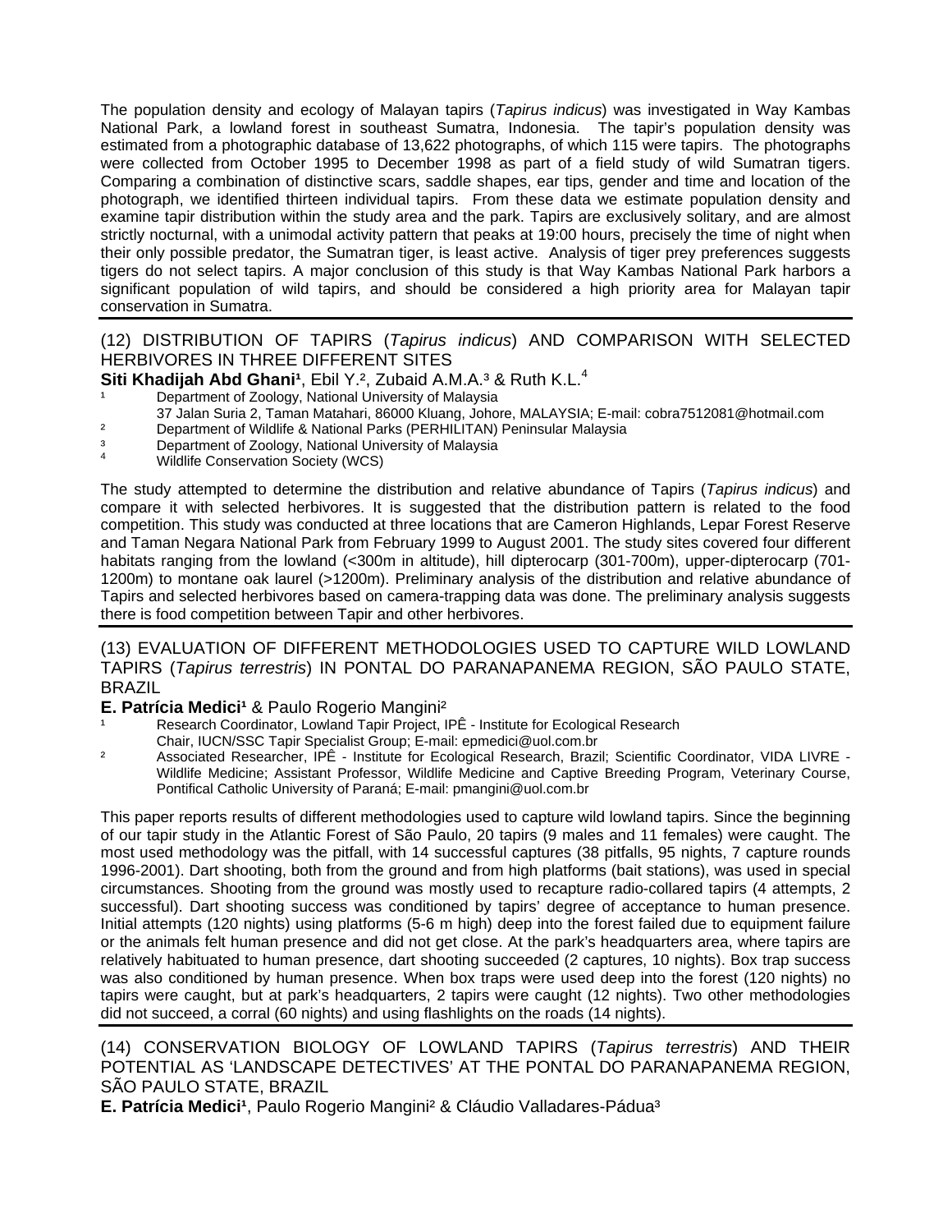The population density and ecology of Malayan tapirs (*Tapirus indicus*) was investigated in Way Kambas National Park, a lowland forest in southeast Sumatra, Indonesia. The tapir's population density was estimated from a photographic database of 13,622 photographs, of which 115 were tapirs. The photographs were collected from October 1995 to December 1998 as part of a field study of wild Sumatran tigers. Comparing a combination of distinctive scars, saddle shapes, ear tips, gender and time and location of the photograph, we identified thirteen individual tapirs. From these data we estimate population density and examine tapir distribution within the study area and the park. Tapirs are exclusively solitary, and are almost strictly nocturnal, with a unimodal activity pattern that peaks at 19:00 hours, precisely the time of night when their only possible predator, the Sumatran tiger, is least active. Analysis of tiger prey preferences suggests tigers do not select tapirs. A major conclusion of this study is that Way Kambas National Park harbors a significant population of wild tapirs, and should be considered a high priority area for Malayan tapir conservation in Sumatra.

## (12) DISTRIBUTION OF TAPIRS (*Tapirus indicus*) AND COMPARISON WITH SELECTED HERBIVORES IN THREE DIFFERENT SITES

**Siti Khadijah Abd Ghani**[1], Ebil Y.[2], Zubaid A.M.A.[3] & Ruth K.L.[4]

[1] Department of Zoology, National University of Malaysia
37 Jalan Suria 2, Taman Matahari, 86000 Kluang, Johore, MALAYSIA; E-mail: cobra7512081@hotmail.com
[2] Department of Wildlife & National Parks (PERHILITAN) Peninsular Malaysia
[3] Department of Zoology, National University of Malaysia
[4] Wildlife Conservation Society (WCS)

The study attempted to determine the distribution and relative abundance of Tapirs (*Tapirus indicus*) and compare it with selected herbivores. It is suggested that the distribution pattern is related to the food competition. This study was conducted at three locations that are Cameron Highlands, Lepar Forest Reserve and Taman Negara National Park from February 1999 to August 2001. The study sites covered four different habitats ranging from the lowland (<300m in altitude), hill dipterocarp (301-700m), upper-dipterocarp (701-1200m) to montane oak laurel (>1200m). Preliminary analysis of the distribution and relative abundance of Tapirs and selected herbivores based on camera-trapping data was done. The preliminary analysis suggests there is food competition between Tapir and other herbivores.

## (13) EVALUATION OF DIFFERENT METHODOLOGIES USED TO CAPTURE WILD LOWLAND TAPIRS (*Tapirus terrestris*) IN PONTAL DO PARANAPANEMA REGION, SÃO PAULO STATE, BRAZIL

**E. Patrícia Medici**[1] & Paulo Rogerio Mangini[2]

[1] Research Coordinator, Lowland Tapir Project, IPÊ - Institute for Ecological Research
Chair, IUCN/SSC Tapir Specialist Group; E-mail: epmedici@uol.com.br
[2] Associated Researcher, IPÊ - Institute for Ecological Research, Brazil; Scientific Coordinator, VIDA LIVRE - Wildlife Medicine; Assistant Professor, Wildlife Medicine and Captive Breeding Program, Veterinary Course, Pontifical Catholic University of Paraná; E-mail: pmangini@uol.com.br

This paper reports results of different methodologies used to capture wild lowland tapirs. Since the beginning of our tapir study in the Atlantic Forest of São Paulo, 20 tapirs (9 males and 11 females) were caught. The most used methodology was the pitfall, with 14 successful captures (38 pitfalls, 95 nights, 7 capture rounds 1996-2001). Dart shooting, both from the ground and from high platforms (bait stations), was used in special circumstances. Shooting from the ground was mostly used to recapture radio-collared tapirs (4 attempts, 2 successful). Dart shooting success was conditioned by tapirs' degree of acceptance to human presence. Initial attempts (120 nights) using platforms (5-6 m high) deep into the forest failed due to equipment failure or the animals felt human presence and did not get close. At the park's headquarters area, where tapirs are relatively habituated to human presence, dart shooting succeeded (2 captures, 10 nights). Box trap success was also conditioned by human presence. When box traps were used deep into the forest (120 nights) no tapirs were caught, but at park's headquarters, 2 tapirs were caught (12 nights). Two other methodologies did not succeed, a corral (60 nights) and using flashlights on the roads (14 nights).

## (14) CONSERVATION BIOLOGY OF LOWLAND TAPIRS (*Tapirus terrestris*) AND THEIR POTENTIAL AS 'LANDSCAPE DETECTIVES' AT THE PONTAL DO PARANAPANEMA REGION, SÃO PAULO STATE, BRAZIL

**E. Patrícia Medici**[1], Paulo Rogerio Mangini[2] & Cláudio Valladares-Pádua[3]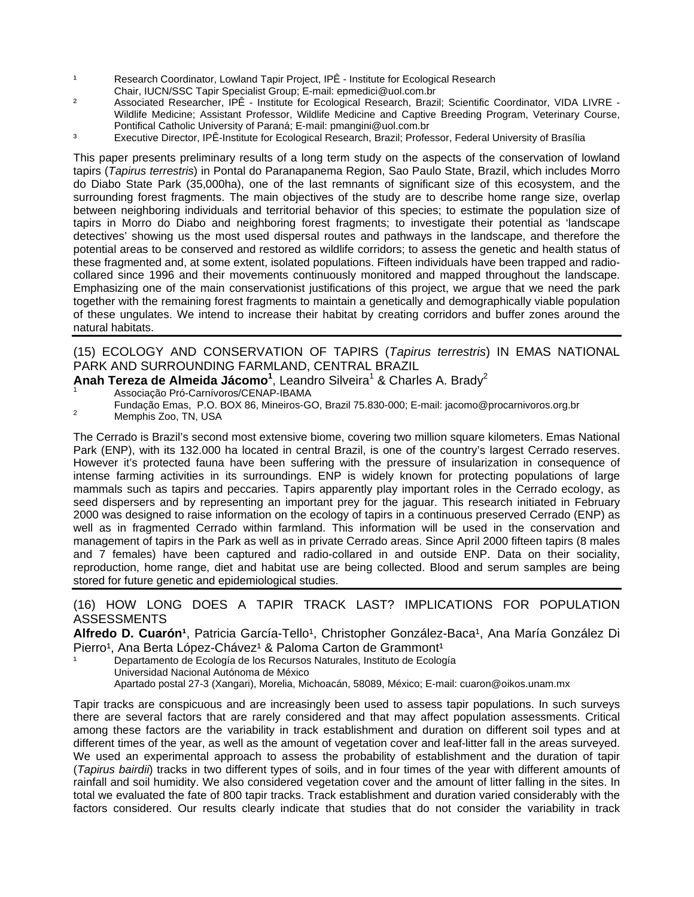[1] Research Coordinator, Lowland Tapir Project, IPÊ - Institute for Ecological Research
Chair, IUCN/SSC Tapir Specialist Group; E-mail: epmedici@uol.com.br

[2] Associated Researcher, IPÊ - Institute for Ecological Research, Brazil; Scientific Coordinator, VIDA LIVRE - Wildlife Medicine; Assistant Professor, Wildlife Medicine and Captive Breeding Program, Veterinary Course, Pontifical Catholic University of Paraná; E-mail: pmangini@uol.com.br

[3] Executive Director, IPÊ-Institute for Ecological Research, Brazil; Professor, Federal University of Brasília

This paper presents preliminary results of a long term study on the aspects of the conservation of lowland tapirs (*Tapirus terrestris*) in Pontal do Paranapanema Region, Sao Paulo State, Brazil, which includes Morro do Diabo State Park (35,000ha), one of the last remnants of significant size of this ecosystem, and the surrounding forest fragments. The main objectives of the study are to describe home range size, overlap between neighboring individuals and territorial behavior of this species; to estimate the population size of tapirs in Morro do Diabo and neighboring forest fragments; to investigate their potential as 'landscape detectives' showing us the most used dispersal routes and pathways in the landscape, and therefore the potential areas to be conserved and restored as wildlife corridors; to assess the genetic and health status of these fragmented and, at some extent, isolated populations. Fifteen individuals have been trapped and radio-collared since 1996 and their movements continuously monitored and mapped throughout the landscape. Emphasizing one of the main conservationist justifications of this project, we argue that we need the park together with the remaining forest fragments to maintain a genetically and demographically viable population of these ungulates. We intend to increase their habitat by creating corridors and buffer zones around the natural habitats.

---

## (15) ECOLOGY AND CONSERVATION OF TAPIRS (*Tapirus terrestris*) IN EMAS NATIONAL PARK AND SURROUNDING FARMLAND, CENTRAL BRAZIL

**Anah Tereza de Almeida Jácomo[1]**, Leandro Silveira[1] & Charles A. Brady[2]

[1] Associação Pró-Carnívoros/CENAP-IBAMA
Fundação Emas, P.O. BOX 86, Mineiros-GO, Brazil 75.830-000; E-mail: jacomo@procarnivoros.org.br

[2] Memphis Zoo, TN, USA

The Cerrado is Brazil's second most extensive biome, covering two million square kilometers. Emas National Park (ENP), with its 132.000 ha located in central Brazil, is one of the country's largest Cerrado reserves. However it's protected fauna have been suffering with the pressure of insularization in consequence of intense farming activities in its surroundings. ENP is widely known for protecting populations of large mammals such as tapirs and peccaries. Tapirs apparently play important roles in the Cerrado ecology, as seed dispersers and by representing an important prey for the jaguar. This research initiated in February 2000 was designed to raise information on the ecology of tapirs in a continuous preserved Cerrado (ENP) as well as in fragmented Cerrado within farmland. This information will be used in the conservation and management of tapirs in the Park as well as in private Cerrado areas. Since April 2000 fifteen tapirs (8 males and 7 females) have been captured and radio-collared in and outside ENP. Data on their sociality, reproduction, home range, diet and habitat use are being collected. Blood and serum samples are being stored for future genetic and epidemiological studies.

---

## (16) HOW LONG DOES A TAPIR TRACK LAST? IMPLICATIONS FOR POPULATION ASSESSMENTS

**Alfredo D. Cuarón[1]**, Patricia García-Tello[1], Christopher González-Baca[1], Ana María González Di Pierro[1], Ana Berta López-Chávez[1] & Paloma Carton de Grammont[1]

[1] Departamento de Ecología de los Recursos Naturales, Instituto de Ecología
Universidad Nacional Autónoma de México
Apartado postal 27-3 (Xangari), Morelia, Michoacán, 58089, México; E-mail: cuaron@oikos.unam.mx

Tapir tracks are conspicuous and are increasingly been used to assess tapir populations. In such surveys there are several factors that are rarely considered and that may affect population assessments. Critical among these factors are the variability in track establishment and duration on different soil types and at different times of the year, as well as the amount of vegetation cover and leaf-litter fall in the areas surveyed. We used an experimental approach to assess the probability of establishment and the duration of tapir (*Tapirus bairdii*) tracks in two different types of soils, and in four times of the year with different amounts of rainfall and soil humidity. We also considered vegetation cover and the amount of litter falling in the sites. In total we evaluated the fate of 800 tapir tracks. Track establishment and duration varied considerably with the factors considered. Our results clearly indicate that studies that do not consider the variability in track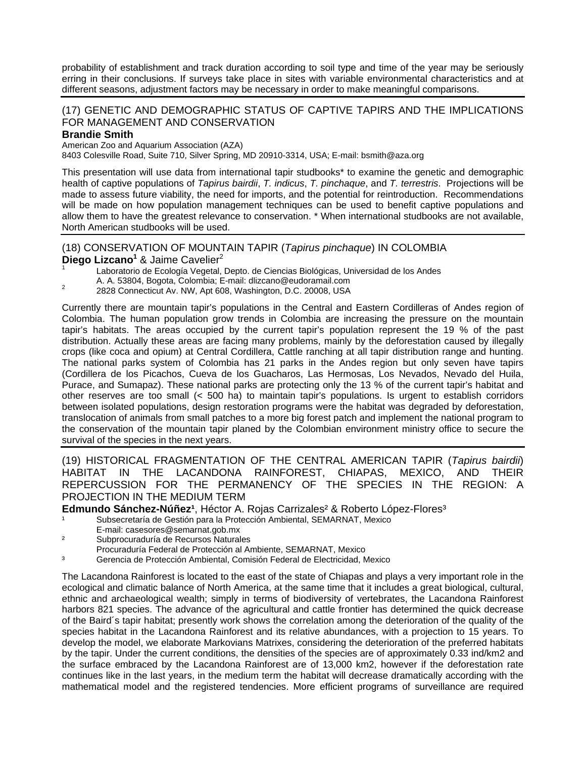probability of establishment and track duration according to soil type and time of the year may be seriously erring in their conclusions. If surveys take place in sites with variable environmental characteristics and at different seasons, adjustment factors may be necessary in order to make meaningful comparisons.

## (17) GENETIC AND DEMOGRAPHIC STATUS OF CAPTIVE TAPIRS AND THE IMPLICATIONS FOR MANAGEMENT AND CONSERVATION

**Brandie Smith**

American Zoo and Aquarium Association (AZA)
8403 Colesville Road, Suite 710, Silver Spring, MD 20910-3314, USA; E-mail: bsmith@aza.org

This presentation will use data from international tapir studbooks* to examine the genetic and demographic health of captive populations of *Tapirus bairdii*, *T. indicus*, *T. pinchaque*, and *T. terrestris*. Projections will be made to assess future viability, the need for imports, and the potential for reintroduction. Recommendations will be made on how population management techniques can be used to benefit captive populations and allow them to have the greatest relevance to conservation. * When international studbooks are not available, North American studbooks will be used.

## (18) CONSERVATION OF MOUNTAIN TAPIR (*Tapirus pinchaque*) IN COLOMBIA

**Diego Lizcano[1]** & Jaime Cavelier[2]

[1] Laboratorio de Ecología Vegetal, Depto. de Ciencias Biológicas, Universidad de los Andes A. A. 53804, Bogota, Colombia; E-mail: dlizcano@eudoramail.com
[2] 2828 Connecticut Av. NW, Apt 608, Washington, D.C. 20008, USA

Currently there are mountain tapir's populations in the Central and Eastern Cordilleras of Andes region of Colombia. The human population grow trends in Colombia are increasing the pressure on the mountain tapir's habitats. The areas occupied by the current tapir's population represent the 19 % of the past distribution. Actually these areas are facing many problems, mainly by the deforestation caused by illegally crops (like coca and opium) at Central Cordillera, Cattle ranching at all tapir distribution range and hunting. The national parks system of Colombia has 21 parks in the Andes region but only seven have tapirs (Cordillera de los Picachos, Cueva de los Guacharos, Las Hermosas, Los Nevados, Nevado del Huila, Purace, and Sumapaz). These national parks are protecting only the 13 % of the current tapir's habitat and other reserves are too small (< 500 ha) to maintain tapir's populations. Is urgent to establish corridors between isolated populations, design restoration programs were the habitat was degraded by deforestation, translocation of animals from small patches to a more big forest patch and implement the national program to the conservation of the mountain tapir planed by the Colombian environment ministry office to secure the survival of the species in the next years.

## (19) HISTORICAL FRAGMENTATION OF THE CENTRAL AMERICAN TAPIR (*Tapirus bairdii*) HABITAT IN THE LACANDONA RAINFOREST, CHIAPAS, MEXICO, AND THEIR REPERCUSSION FOR THE PERMANENCY OF THE SPECIES IN THE REGION: A PROJECTION IN THE MEDIUM TERM

**Edmundo Sánchez-Núñez[1]**, Héctor A. Rojas Carrizales[2] & Roberto López-Flores[3]

[1] Subsecretaría de Gestión para la Protección Ambiental, SEMARNAT, Mexico E-mail: casesores@semarnat.gob.mx
[2] Subprocuraduría de Recursos Naturales Procuraduría Federal de Protección al Ambiente, SEMARNAT, Mexico
[3] Gerencia de Protección Ambiental, Comisión Federal de Electricidad, Mexico

The Lacandona Rainforest is located to the east of the state of Chiapas and plays a very important role in the ecological and climatic balance of North America, at the same time that it includes a great biological, cultural, ethnic and archaeological wealth; simply in terms of biodiversity of vertebrates, the Lacandona Rainforest harbors 821 species. The advance of the agricultural and cattle frontier has determined the quick decrease of the Baird´s tapir habitat; presently work shows the correlation among the deterioration of the quality of the species habitat in the Lacandona Rainforest and its relative abundances, with a projection to 15 years. To develop the model, we elaborate Markovians Matrixes, considering the deterioration of the preferred habitats by the tapir. Under the current conditions, the densities of the species are of approximately 0.33 ind/km2 and the surface embraced by the Lacandona Rainforest are of 13,000 km2, however if the deforestation rate continues like in the last years, in the medium term the habitat will decrease dramatically according with the mathematical model and the registered tendencies. More efficient programs of surveillance are required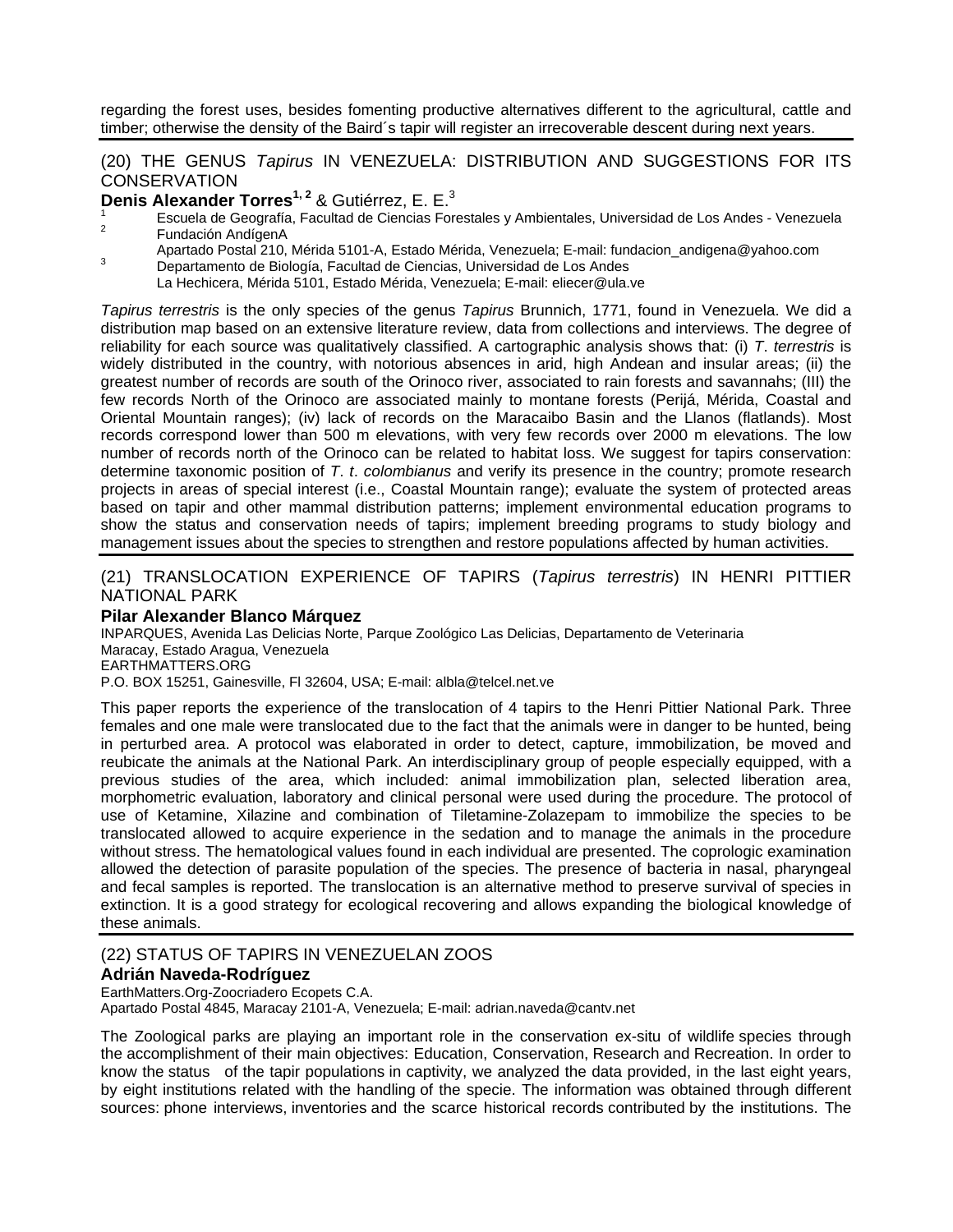regarding the forest uses, besides fomenting productive alternatives different to the agricultural, cattle and timber; otherwise the density of the Baird´s tapir will register an irrecoverable descent during next years.

## (20) THE GENUS *Tapirus* IN VENEZUELA: DISTRIBUTION AND SUGGESTIONS FOR ITS CONSERVATION

**Denis Alexander Torres**[1, 2] & Gutiérrez, E. E.[3]

[1] Escuela de Geografía, Facultad de Ciencias Forestales y Ambientales, Universidad de Los Andes - Venezuela
[2] Fundación AndígenA
Apartado Postal 210, Mérida 5101-A, Estado Mérida, Venezuela; E-mail: fundacion_andigena@yahoo.com
[3] Departamento de Biología, Facultad de Ciencias, Universidad de Los Andes
La Hechicera, Mérida 5101, Estado Mérida, Venezuela; E-mail: eliecer@ula.ve

*Tapirus terrestris* is the only species of the genus *Tapirus* Brunnich, 1771, found in Venezuela. We did a distribution map based on an extensive literature review, data from collections and interviews. The degree of reliability for each source was qualitatively classified. A cartographic analysis shows that: (i) *T. terrestris* is widely distributed in the country, with notorious absences in arid, high Andean and insular areas; (ii) the greatest number of records are south of the Orinoco river, associated to rain forests and savannahs; (III) the few records North of the Orinoco are associated mainly to montane forests (Perijá, Mérida, Coastal and Oriental Mountain ranges); (iv) lack of records on the Maracaibo Basin and the Llanos (flatlands). Most records correspond lower than 500 m elevations, with very few records over 2000 m elevations. The low number of records north of the Orinoco can be related to habitat loss. We suggest for tapirs conservation: determine taxonomic position of *T. t. colombianus* and verify its presence in the country; promote research projects in areas of special interest (i.e., Coastal Mountain range); evaluate the system of protected areas based on tapir and other mammal distribution patterns; implement environmental education programs to show the status and conservation needs of tapirs; implement breeding programs to study biology and management issues about the species to strengthen and restore populations affected by human activities.

## (21) TRANSLOCATION EXPERIENCE OF TAPIRS (*Tapirus terrestris*) IN HENRI PITTIER NATIONAL PARK

**Pilar Alexander Blanco Márquez**

INPARQUES, Avenida Las Delicias Norte, Parque Zoológico Las Delicias, Departamento de Veterinaria
Maracay, Estado Aragua, Venezuela
EARTHMATTERS.ORG
P.O. BOX 15251, Gainesville, Fl 32604, USA; E-mail: albla@telcel.net.ve

This paper reports the experience of the translocation of 4 tapirs to the Henri Pittier National Park. Three females and one male were translocated due to the fact that the animals were in danger to be hunted, being in perturbed area. A protocol was elaborated in order to detect, capture, immobilization, be moved and reubicate the animals at the National Park. An interdisciplinary group of people especially equipped, with a previous studies of the area, which included: animal immobilization plan, selected liberation area, morphometric evaluation, laboratory and clinical personal were used during the procedure. The protocol of use of Ketamine, Xilazine and combination of Tiletamine-Zolazepam to immobilize the species to be translocated allowed to acquire experience in the sedation and to manage the animals in the procedure without stress. The hematological values found in each individual are presented. The coprologic examination allowed the detection of parasite population of the species. The presence of bacteria in nasal, pharyngeal and fecal samples is reported. The translocation is an alternative method to preserve survival of species in extinction. It is a good strategy for ecological recovering and allows expanding the biological knowledge of these animals.

## (22) STATUS OF TAPIRS IN VENEZUELAN ZOOS

**Adrián Naveda-Rodríguez**

EarthMatters.Org-Zoocriadero Ecopets C.A.
Apartado Postal 4845, Maracay 2101-A, Venezuela; E-mail: adrian.naveda@cantv.net

The Zoological parks are playing an important role in the conservation ex-situ of wildlife species through the accomplishment of their main objectives: Education, Conservation, Research and Recreation. In order to know the status of the tapir populations in captivity, we analyzed the data provided, in the last eight years, by eight institutions related with the handling of the specie. The information was obtained through different sources: phone interviews, inventories and the scarce historical records contributed by the institutions. The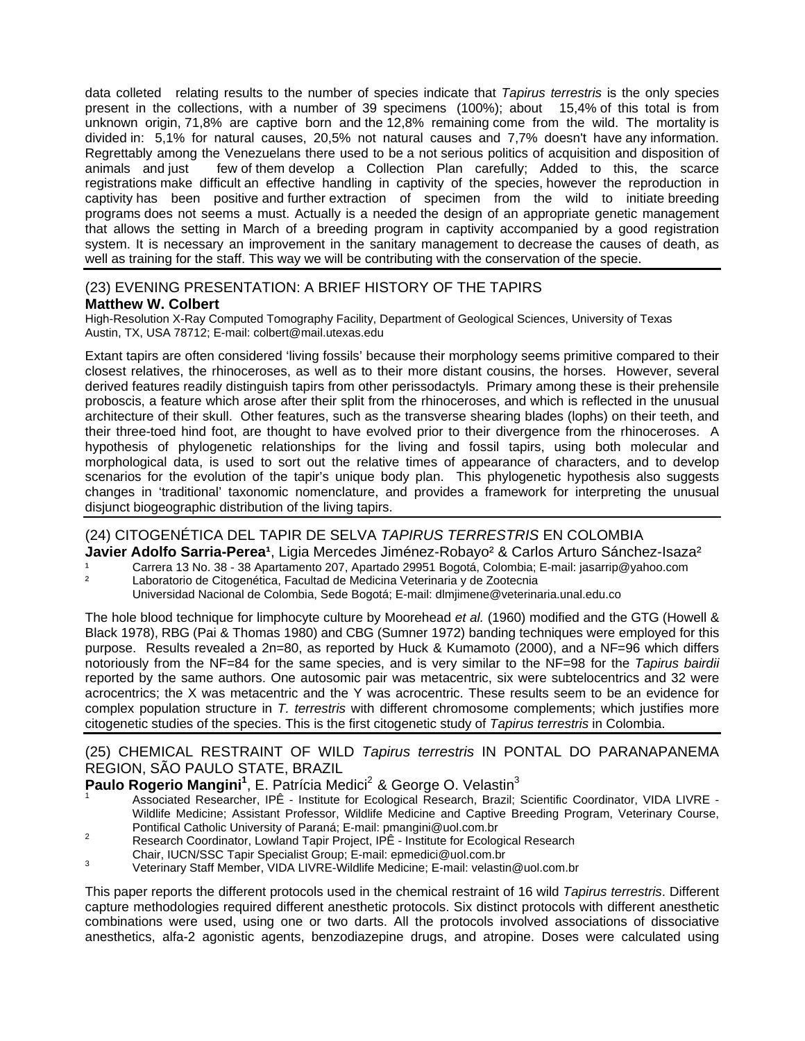data colleted relating results to the number of species indicate that *Tapirus terrestris* is the only species present in the collections, with a number of 39 specimens (100%); about 15,4% of this total is from unknown origin, 71,8% are captive born and the 12,8% remaining come from the wild. The mortality is divided in: 5,1% for natural causes, 20,5% not natural causes and 7,7% doesn't have any information. Regrettably among the Venezuelans there used to be a not serious politics of acquisition and disposition of animals and just few of them develop a Collection Plan carefully; Added to this, the scarce registrations make difficult an effective handling in captivity of the species, however the reproduction in captivity has been positive and further extraction of specimen from the wild to initiate breeding programs does not seems a must. Actually is a needed the design of an appropriate genetic management that allows the setting in March of a breeding program in captivity accompanied by a good registration system. It is necessary an improvement in the sanitary management to decrease the causes of death, as well as training for the staff. This way we will be contributing with the conservation of the specie.

## (23) EVENING PRESENTATION: A BRIEF HISTORY OF THE TAPIRS

**Matthew W. Colbert**

High-Resolution X-Ray Computed Tomography Facility, Department of Geological Sciences, University of Texas Austin, TX, USA 78712; E-mail: colbert@mail.utexas.edu

Extant tapirs are often considered 'living fossils' because their morphology seems primitive compared to their closest relatives, the rhinoceroses, as well as to their more distant cousins, the horses. However, several derived features readily distinguish tapirs from other perissodactyls. Primary among these is their prehensile proboscis, a feature which arose after their split from the rhinoceroses, and which is reflected in the unusual architecture of their skull. Other features, such as the transverse shearing blades (lophs) on their teeth, and their three-toed hind foot, are thought to have evolved prior to their divergence from the rhinoceroses. A hypothesis of phylogenetic relationships for the living and fossil tapirs, using both molecular and morphological data, is used to sort out the relative times of appearance of characters, and to develop scenarios for the evolution of the tapir's unique body plan. This phylogenetic hypothesis also suggests changes in 'traditional' taxonomic nomenclature, and provides a framework for interpreting the unusual disjunct biogeographic distribution of the living tapirs.

## (24) CITOGENÉTICA DEL TAPIR DE SELVA *TAPIRUS TERRESTRIS* EN COLOMBIA

**Javier Adolfo Sarria-Perea**[1], Ligia Mercedes Jiménez-Robayo[2] & Carlos Arturo Sánchez-Isaza[2]

[1] Carrera 13 No. 38 - 38 Apartamento 207, Apartado 29951 Bogotá, Colombia; E-mail: jasarrip@yahoo.com

[2] Laboratorio de Citogenética, Facultad de Medicina Veterinaria y de Zootecnia
Universidad Nacional de Colombia, Sede Bogotá; E-mail: dlmjimene@veterinaria.unal.edu.co

The hole blood technique for limphocyte culture by Moorehead *et al.* (1960) modified and the GTG (Howell & Black 1978), RBG (Pai & Thomas 1980) and CBG (Sumner 1972) banding techniques were employed for this purpose. Results revealed a 2n=80, as reported by Huck & Kumamoto (2000), and a NF=96 which differs notoriously from the NF=84 for the same species, and is very similar to the NF=98 for the *Tapirus bairdii* reported by the same authors. One autosomic pair was metacentric, six were subtelocentrics and 32 were acrocentrics; the X was metacentric and the Y was acrocentric. These results seem to be an evidence for complex population structure in *T. terrestris* with different chromosome complements; which justifies more citogenetic studies of the species. This is the first citogenetic study of *Tapirus terrestris* in Colombia.

## (25) CHEMICAL RESTRAINT OF WILD *Tapirus terrestris* IN PONTAL DO PARANAPANEMA REGION, SÃO PAULO STATE, BRAZIL

**Paulo Rogerio Mangini**[1], E. Patrícia Medici[2] & George O. Velastin[3]

[1] Associated Researcher, IPÊ - Institute for Ecological Research, Brazil; Scientific Coordinator, VIDA LIVRE - Wildlife Medicine; Assistant Professor, Wildlife Medicine and Captive Breeding Program, Veterinary Course, Pontifical Catholic University of Paraná; E-mail: pmangini@uol.com.br

[2] Research Coordinator, Lowland Tapir Project, IPÊ - Institute for Ecological Research
Chair, IUCN/SSC Tapir Specialist Group; E-mail: epmedici@uol.com.br

[3] Veterinary Staff Member, VIDA LIVRE-Wildlife Medicine; E-mail: velastin@uol.com.br

This paper reports the different protocols used in the chemical restraint of 16 wild *Tapirus terrestris*. Different capture methodologies required different anesthetic protocols. Six distinct protocols with different anesthetic combinations were used, using one or two darts. All the protocols involved associations of dissociative anesthetics, alfa-2 agonistic agents, benzodiazepine drugs, and atropine. Doses were calculated using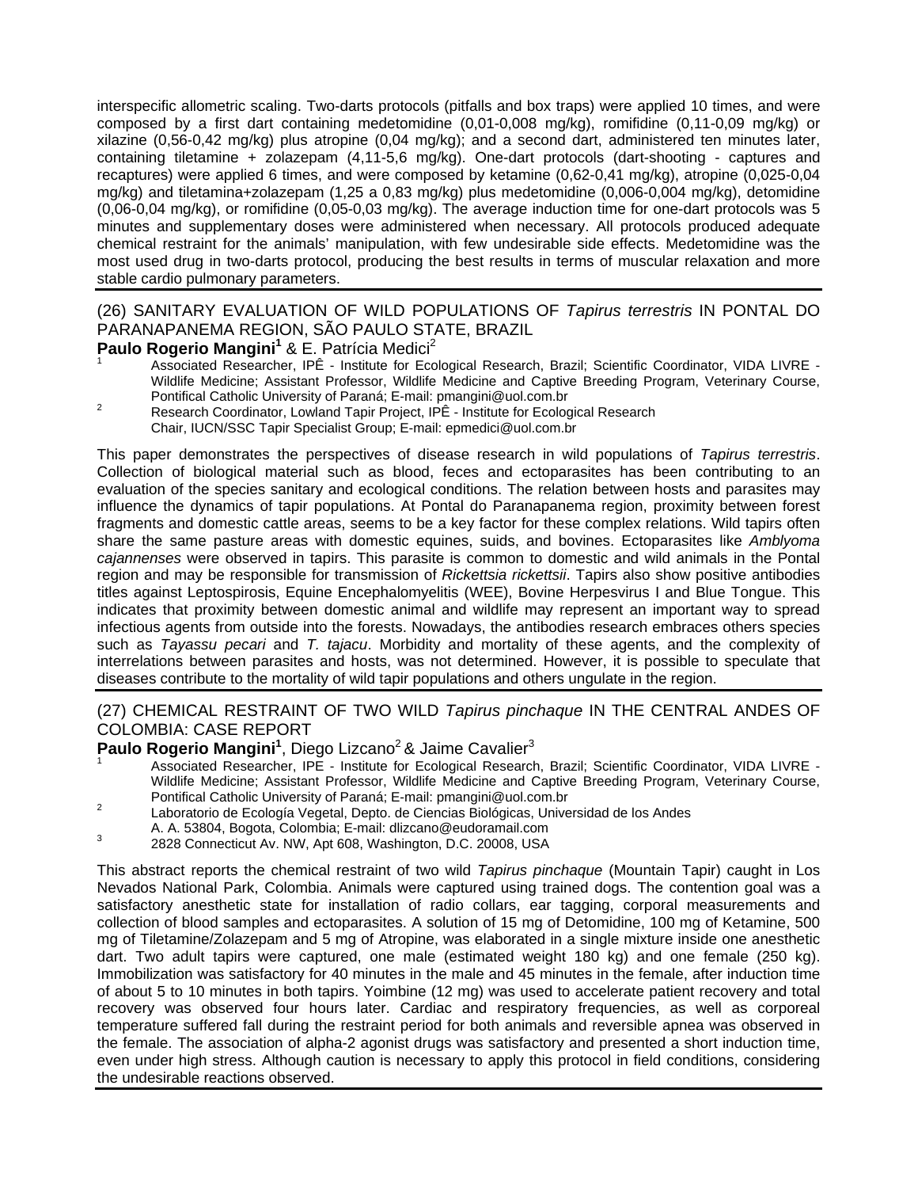interspecific allometric scaling. Two-darts protocols (pitfalls and box traps) were applied 10 times, and were composed by a first dart containing medetomidine (0,01-0,008 mg/kg), romifidine (0,11-0,09 mg/kg) or xilazine (0,56-0,42 mg/kg) plus atropine (0,04 mg/kg); and a second dart, administered ten minutes later, containing tiletamine + zolazepam (4,11-5,6 mg/kg). One-dart protocols (dart-shooting - captures and recaptures) were applied 6 times, and were composed by ketamine (0,62-0,41 mg/kg), atropine (0,025-0,04 mg/kg) and tiletamina+zolazepam (1,25 a 0,83 mg/kg) plus medetomidine (0,006-0,004 mg/kg), detomidine (0,06-0,04 mg/kg), or romifidine (0,05-0,03 mg/kg). The average induction time for one-dart protocols was 5 minutes and supplementary doses were administered when necessary. All protocols produced adequate chemical restraint for the animals' manipulation, with few undesirable side effects. Medetomidine was the most used drug in two-darts protocol, producing the best results in terms of muscular relaxation and more stable cardio pulmonary parameters.

## (26) SANITARY EVALUATION OF WILD POPULATIONS OF *Tapirus terrestris* IN PONTAL DO PARANAPANEMA REGION, SÃO PAULO STATE, BRAZIL

**Paulo Rogerio Mangini[1]** & E. Patrícia Medici[2]

[1] Associated Researcher, IPÊ - Institute for Ecological Research, Brazil; Scientific Coordinator, VIDA LIVRE - Wildlife Medicine; Assistant Professor, Wildlife Medicine and Captive Breeding Program, Veterinary Course, Pontifical Catholic University of Paraná; E-mail: pmangini@uol.com.br

[2] Research Coordinator, Lowland Tapir Project, IPÊ - Institute for Ecological Research Chair, IUCN/SSC Tapir Specialist Group; E-mail: epmedici@uol.com.br

This paper demonstrates the perspectives of disease research in wild populations of *Tapirus terrestris*. Collection of biological material such as blood, feces and ectoparasites has been contributing to an evaluation of the species sanitary and ecological conditions. The relation between hosts and parasites may influence the dynamics of tapir populations. At Pontal do Paranapanema region, proximity between forest fragments and domestic cattle areas, seems to be a key factor for these complex relations. Wild tapirs often share the same pasture areas with domestic equines, suids, and bovines. Ectoparasites like *Amblyoma cajannenses* were observed in tapirs. This parasite is common to domestic and wild animals in the Pontal region and may be responsible for transmission of *Rickettsia rickettsii*. Tapirs also show positive antibodies titles against Leptospirosis, Equine Encephalomyelitis (WEE), Bovine Herpesvirus I and Blue Tongue. This indicates that proximity between domestic animal and wildlife may represent an important way to spread infectious agents from outside into the forests. Nowadays, the antibodies research embraces others species such as *Tayassu pecari* and *T. tajacu*. Morbidity and mortality of these agents, and the complexity of interrelations between parasites and hosts, was not determined. However, it is possible to speculate that diseases contribute to the mortality of wild tapir populations and others ungulate in the region.

## (27) CHEMICAL RESTRAINT OF TWO WILD *Tapirus pinchaque* IN THE CENTRAL ANDES OF COLOMBIA: CASE REPORT

**Paulo Rogerio Mangini[1]**, Diego Lizcano[2] & Jaime Cavalier[3]

[1] Associated Researcher, IPE - Institute for Ecological Research, Brazil; Scientific Coordinator, VIDA LIVRE - Wildlife Medicine; Assistant Professor, Wildlife Medicine and Captive Breeding Program, Veterinary Course, Pontifical Catholic University of Paraná; E-mail: pmangini@uol.com.br

[2] Laboratorio de Ecología Vegetal, Depto. de Ciencias Biológicas, Universidad de los Andes A. A. 53804, Bogota, Colombia; E-mail: dlizcano@eudoramail.com

[3] 2828 Connecticut Av. NW, Apt 608, Washington, D.C. 20008, USA

This abstract reports the chemical restraint of two wild *Tapirus pinchaque* (Mountain Tapir) caught in Los Nevados National Park, Colombia. Animals were captured using trained dogs. The contention goal was a satisfactory anesthetic state for installation of radio collars, ear tagging, corporal measurements and collection of blood samples and ectoparasites. A solution of 15 mg of Detomidine, 100 mg of Ketamine, 500 mg of Tiletamine/Zolazepam and 5 mg of Atropine, was elaborated in a single mixture inside one anesthetic dart. Two adult tapirs were captured, one male (estimated weight 180 kg) and one female (250 kg). Immobilization was satisfactory for 40 minutes in the male and 45 minutes in the female, after induction time of about 5 to 10 minutes in both tapirs. Yoimbine (12 mg) was used to accelerate patient recovery and total recovery was observed four hours later. Cardiac and respiratory frequencies, as well as corporeal temperature suffered fall during the restraint period for both animals and reversible apnea was observed in the female. The association of alpha-2 agonist drugs was satisfactory and presented a short induction time, even under high stress. Although caution is necessary to apply this protocol in field conditions, considering the undesirable reactions observed.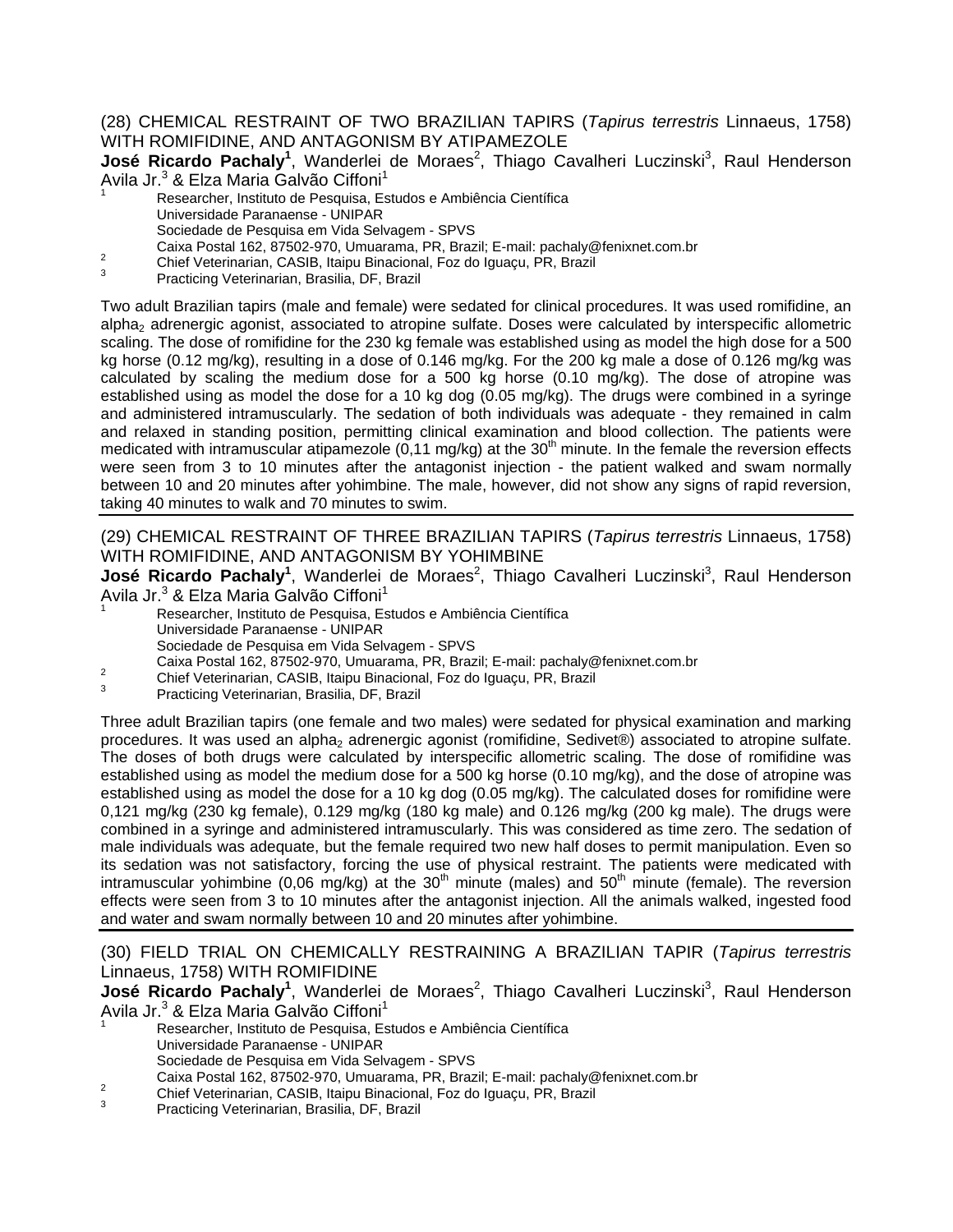## (28) CHEMICAL RESTRAINT OF TWO BRAZILIAN TAPIRS (*Tapirus terrestris* Linnaeus, 1758) WITH ROMIFIDINE, AND ANTAGONISM BY ATIPAMEZOLE

**José Ricardo Pachaly[1]**, Wanderlei de Moraes[2], Thiago Cavalheri Luczinski[3], Raul Henderson Avila Jr.[3] & Elza Maria Galvão Ciffoni[1]

[1] Researcher, Instituto de Pesquisa, Estudos e Ambiência Científica
Universidade Paranaense - UNIPAR
Sociedade de Pesquisa em Vida Selvagem - SPVS
Caixa Postal 162, 87502-970, Umuarama, PR, Brazil; E-mail: pachaly@fenixnet.com.br

[2] Chief Veterinarian, CASIB, Itaipu Binacional, Foz do Iguaçu, PR, Brazil

[3] Practicing Veterinarian, Brasilia, DF, Brazil

Two adult Brazilian tapirs (male and female) were sedated for clinical procedures. It was used romifidine, an alpha$_2$ adrenergic agonist, associated to atropine sulfate. Doses were calculated by interspecific allometric scaling. The dose of romifidine for the 230 kg female was established using as model the high dose for a 500 kg horse (0.12 mg/kg), resulting in a dose of 0.146 mg/kg. For the 200 kg male a dose of 0.126 mg/kg was calculated by scaling the medium dose for a 500 kg horse (0.10 mg/kg). The dose of atropine was established using as model the dose for a 10 kg dog (0.05 mg/kg). The drugs were combined in a syringe and administered intramuscularly. The sedation of both individuals was adequate - they remained in calm and relaxed in standing position, permitting clinical examination and blood collection. The patients were medicated with intramuscular atipamezole (0,11 mg/kg) at the 30$^{th}$ minute. In the female the reversion effects were seen from 3 to 10 minutes after the antagonist injection - the patient walked and swam normally between 10 and 20 minutes after yohimbine. The male, however, did not show any signs of rapid reversion, taking 40 minutes to walk and 70 minutes to swim.

## (29) CHEMICAL RESTRAINT OF THREE BRAZILIAN TAPIRS (*Tapirus terrestris* Linnaeus, 1758) WITH ROMIFIDINE, AND ANTAGONISM BY YOHIMBINE

**José Ricardo Pachaly[1]**, Wanderlei de Moraes[2], Thiago Cavalheri Luczinski[3], Raul Henderson Avila Jr.[3] & Elza Maria Galvão Ciffoni[1]

[1] Researcher, Instituto de Pesquisa, Estudos e Ambiência Científica
Universidade Paranaense - UNIPAR
Sociedade de Pesquisa em Vida Selvagem - SPVS
Caixa Postal 162, 87502-970, Umuarama, PR, Brazil; E-mail: pachaly@fenixnet.com.br

[2] Chief Veterinarian, CASIB, Itaipu Binacional, Foz do Iguaçu, PR, Brazil

[3] Practicing Veterinarian, Brasilia, DF, Brazil

Three adult Brazilian tapirs (one female and two males) were sedated for physical examination and marking procedures. It was used an alpha$_2$ adrenergic agonist (romifidine, Sedivet®) associated to atropine sulfate. The doses of both drugs were calculated by interspecific allometric scaling. The dose of romifidine was established using as model the medium dose for a 500 kg horse (0.10 mg/kg), and the dose of atropine was established using as model the dose for a 10 kg dog (0.05 mg/kg). The calculated doses for romifidine were 0,121 mg/kg (230 kg female), 0.129 mg/kg (180 kg male) and 0.126 mg/kg (200 kg male). The drugs were combined in a syringe and administered intramuscularly. This was considered as time zero. The sedation of male individuals was adequate, but the female required two new half doses to permit manipulation. Even so its sedation was not satisfactory, forcing the use of physical restraint. The patients were medicated with intramuscular yohimbine (0,06 mg/kg) at the 30$^{th}$ minute (males) and 50$^{th}$ minute (female). The reversion effects were seen from 3 to 10 minutes after the antagonist injection. All the animals walked, ingested food and water and swam normally between 10 and 20 minutes after yohimbine.

## (30) FIELD TRIAL ON CHEMICALLY RESTRAINING A BRAZILIAN TAPIR (*Tapirus terrestris* Linnaeus, 1758) WITH ROMIFIDINE

**José Ricardo Pachaly[1]**, Wanderlei de Moraes[2], Thiago Cavalheri Luczinski[3], Raul Henderson Avila Jr.[3] & Elza Maria Galvão Ciffoni[1]

[1] Researcher, Instituto de Pesquisa, Estudos e Ambiência Científica
Universidade Paranaense - UNIPAR
Sociedade de Pesquisa em Vida Selvagem - SPVS
Caixa Postal 162, 87502-970, Umuarama, PR, Brazil; E-mail: pachaly@fenixnet.com.br

[2] Chief Veterinarian, CASIB, Itaipu Binacional, Foz do Iguaçu, PR, Brazil

[3] Practicing Veterinarian, Brasilia, DF, Brazil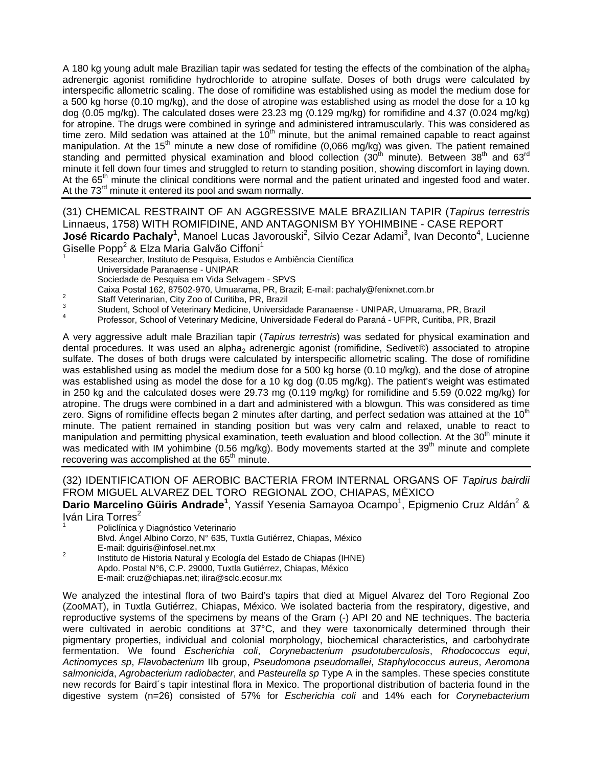A 180 kg young adult male Brazilian tapir was sedated for testing the effects of the combination of the alpha$_2$ adrenergic agonist romifidine hydrochloride to atropine sulfate. Doses of both drugs were calculated by interspecific allometric scaling. The dose of romifidine was established using as model the medium dose for a 500 kg horse (0.10 mg/kg), and the dose of atropine was established using as model the dose for a 10 kg dog (0.05 mg/kg). The calculated doses were 23.23 mg (0.129 mg/kg) for romifidine and 4.37 (0.024 mg/kg) for atropine. The drugs were combined in syringe and administered intramuscularly. This was considered as time zero. Mild sedation was attained at the 10$^{th}$ minute, but the animal remained capable to react against manipulation. At the 15$^{th}$ minute a new dose of romifidine (0,066 mg/kg) was given. The patient remained standing and permitted physical examination and blood collection (30$^{th}$ minute). Between 38$^{th}$ and 63$^{rd}$ minute it fell down four times and struggled to return to standing position, showing discomfort in laying down. At the 65$^{th}$ minute the clinical conditions were normal and the patient urinated and ingested food and water. At the 73$^{rd}$ minute it entered its pool and swam normally.

## (31) CHEMICAL RESTRAINT OF AN AGGRESSIVE MALE BRAZILIAN TAPIR (*Tapirus terrestris* Linnaeus, 1758) WITH ROMIFIDINE, AND ANTAGONISM BY YOHIMBINE - CASE REPORT

**José Ricardo Pachaly[1]**, Manoel Lucas Javorouski[2], Silvio Cezar Adami[3], Ivan Deconto[4], Lucienne Giselle Popp[2] & Elza Maria Galvão Ciffoni[1]

[1] Researcher, Instituto de Pesquisa, Estudos e Ambiência Científica
Universidade Paranaense - UNIPAR
Sociedade de Pesquisa em Vida Selvagem - SPVS
Caixa Postal 162, 87502-970, Umuarama, PR, Brazil; E-mail: pachaly@fenixnet.com.br
[2] Staff Veterinarian, City Zoo of Curitiba, PR, Brazil
[3] Student, School of Veterinary Medicine, Universidade Paranaense - UNIPAR, Umuarama, PR, Brazil
[4] Professor, School of Veterinary Medicine, Universidade Federal do Paraná - UFPR, Curitiba, PR, Brazil

A very aggressive adult male Brazilian tapir (*Tapirus terrestris*) was sedated for physical examination and dental procedures. It was used an alpha$_2$ adrenergic agonist (romifidine, Sedivet®) associated to atropine sulfate. The doses of both drugs were calculated by interspecific allometric scaling. The dose of romifidine was established using as model the medium dose for a 500 kg horse (0.10 mg/kg), and the dose of atropine was established using as model the dose for a 10 kg dog (0.05 mg/kg). The patient's weight was estimated in 250 kg and the calculated doses were 29.73 mg (0.119 mg/kg) for romifidine and 5.59 (0.022 mg/kg) for atropine. The drugs were combined in a dart and administered with a blowgun. This was considered as time zero. Signs of romifidine effects began 2 minutes after darting, and perfect sedation was attained at the 10$^{th}$ minute. The patient remained in standing position but was very calm and relaxed, unable to react to manipulation and permitting physical examination, teeth evaluation and blood collection. At the 30$^{th}$ minute it was medicated with IM yohimbine (0.56 mg/kg). Body movements started at the 39$^{th}$ minute and complete recovering was accomplished at the 65$^{th}$ minute.

## (32) IDENTIFICATION OF AEROBIC BACTERIA FROM INTERNAL ORGANS OF *Tapirus bairdii* FROM MIGUEL ALVAREZ DEL TORO REGIONAL ZOO, CHIAPAS, MÉXICO

**Dario Marcelino Güiris Andrade[1]**, Yassif Yesenia Samayoa Ocampo[1], Epigmenio Cruz Aldán[2] & Iván Lira Torres[2]

[1] Policlínica y Diagnóstico Veterinario
Blvd. Ángel Albino Corzo, N° 635, Tuxtla Gutiérrez, Chiapas, México
E-mail: dguiris@infosel.net.mx
[2] Instituto de Historia Natural y Ecología del Estado de Chiapas (IHNE)
Apdo. Postal N°6, C.P. 29000, Tuxtla Gutiérrez, Chiapas, México
E-mail: cruz@chiapas.net; ilira@sclc.ecosur.mx

We analyzed the intestinal flora of two Baird's tapirs that died at Miguel Alvarez del Toro Regional Zoo (ZooMAT), in Tuxtla Gutiérrez, Chiapas, México. We isolated bacteria from the respiratory, digestive, and reproductive systems of the specimens by means of the Gram (-) API 20 and NE techniques. The bacteria were cultivated in aerobic conditions at 37°C, and they were taxonomically determined through their pigmentary properties, individual and colonial morphology, biochemical characteristics, and carbohydrate fermentation. We found *Escherichia coli*, *Corynebacterium psudotuberculosis*, *Rhodococcus equi*, *Actinomyces sp*, *Flavobacterium* IIb group, *Pseudomona pseudomallei*, *Staphylococcus aureus*, *Aeromona salmonicida*, *Agrobacterium radiobacter*, and *Pasteurella sp* Type A in the samples. These species constitute new records for Baird´s tapir intestinal flora in Mexico. The proportional distribution of bacteria found in the digestive system (n=26) consisted of 57% for *Escherichia coli* and 14% each for *Corynebacterium*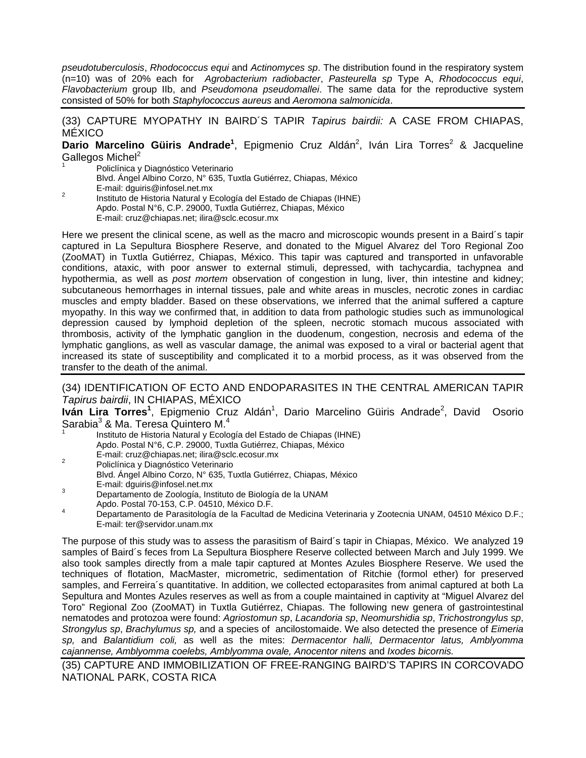*pseudotuberculosis*, *Rhodococcus equi* and *Actinomyces sp*. The distribution found in the respiratory system (n=10) was of 20% each for *Agrobacterium radiobacter*, *Pasteurella sp* Type A, *Rhodococcus equi*, *Flavobacterium* group IIb, and *Pseudomona pseudomallei*. The same data for the reproductive system consisted of 50% for both *Staphylococcus aureus* and *Aeromona salmonicida*.

---

## (33) CAPTURE MYOPATHY IN BAIRD´S TAPIR *Tapirus bairdii:* A CASE FROM CHIAPAS, MÉXICO

**Dario Marcelino Güiris Andrade[1]**, Epigmenio Cruz Aldán[2], Iván Lira Torres[2] & Jacqueline Gallegos Michel[2]

[1] Policlínica y Diagnóstico Veterinario
Blvd. Ángel Albino Corzo, N° 635, Tuxtla Gutiérrez, Chiapas, México
E-mail: dguiris@infosel.net.mx

[2] Instituto de Historia Natural y Ecología del Estado de Chiapas (IHNE)
Apdo. Postal N°6, C.P. 29000, Tuxtla Gutiérrez, Chiapas, México
E-mail: cruz@chiapas.net; ilira@sclc.ecosur.mx

Here we present the clinical scene, as well as the macro and microscopic wounds present in a Baird´s tapir captured in La Sepultura Biosphere Reserve, and donated to the Miguel Alvarez del Toro Regional Zoo (ZooMAT) in Tuxtla Gutiérrez, Chiapas, México. This tapir was captured and transported in unfavorable conditions, ataxic, with poor answer to external stimuli, depressed, with tachycardia, tachypnea and hypothermia, as well as *post mortem* observation of congestion in lung, liver, thin intestine and kidney; subcutaneous hemorrhages in internal tissues, pale and white areas in muscles, necrotic zones in cardiac muscles and empty bladder. Based on these observations, we inferred that the animal suffered a capture myopathy. In this way we confirmed that, in addition to data from pathologic studies such as immunological depression caused by lymphoid depletion of the spleen, necrotic stomach mucous associated with thrombosis, activity of the lymphatic ganglion in the duodenum, congestion, necrosis and edema of the lymphatic ganglions, as well as vascular damage, the animal was exposed to a viral or bacterial agent that increased its state of susceptibility and complicated it to a morbid process, as it was observed from the transfer to the death of the animal.

---

## (34) IDENTIFICATION OF ECTO AND ENDOPARASITES IN THE CENTRAL AMERICAN TAPIR *Tapirus bairdii*, IN CHIAPAS, MÉXICO

**Iván Lira Torres[1]**, Epigmenio Cruz Aldán[1], Dario Marcelino Güiris Andrade[2], David Osorio Sarabia[3] & Ma. Teresa Quintero M.[4]

[1] Instituto de Historia Natural y Ecología del Estado de Chiapas (IHNE)
Apdo. Postal N°6, C.P. 29000, Tuxtla Gutiérrez, Chiapas, México
E-mail: cruz@chiapas.net; ilira@sclc.ecosur.mx

[2] Policlínica y Diagnóstico Veterinario
Blvd. Ángel Albino Corzo, N° 635, Tuxtla Gutiérrez, Chiapas, México
E-mail: dguiris@infosel.net.mx

[3] Departamento de Zoología, Instituto de Biología de la UNAM
Apdo. Postal 70-153, C.P. 04510, México D.F.

[4] Departamento de Parasitología de la Facultad de Medicina Veterinaria y Zootecnia UNAM, 04510 México D.F.; E-mail: ter@servidor.unam.mx

The purpose of this study was to assess the parasitism of Baird´s tapir in Chiapas, México. We analyzed 19 samples of Baird´s feces from La Sepultura Biosphere Reserve collected between March and July 1999. We also took samples directly from a male tapir captured at Montes Azules Biosphere Reserve. We used the techniques of flotation, MacMaster, micrometric, sedimentation of Ritchie (formol ether) for preserved samples, and Ferreira´s quantitative. In addition, we collected ectoparasites from animal captured at both La Sepultura and Montes Azules reserves as well as from a couple maintained in captivity at "Miguel Alvarez del Toro" Regional Zoo (ZooMAT) in Tuxtla Gutiérrez, Chiapas. The following new genera of gastrointestinal nematodes and protozoa were found: *Agriostomun sp*, *Lacandoria sp*, *Neomurshidia sp*, *Trichostrongylus sp*, *Strongylus sp*, *Brachylumus sp,* and a species of ancilostomaide. We also detected the presence of *Eimeria sp,* and *Balantidium coli,* as well as the mites: *Dermacentor halli, Dermacentor latus, Amblyomma cajannense, Amblyomma coelebs, Amblyomma ovale, Anocentor nitens* and *Ixodes bicornis.*

---

## (35) CAPTURE AND IMMOBILIZATION OF FREE-RANGING BAIRD'S TAPIRS IN CORCOVADO NATIONAL PARK, COSTA RICA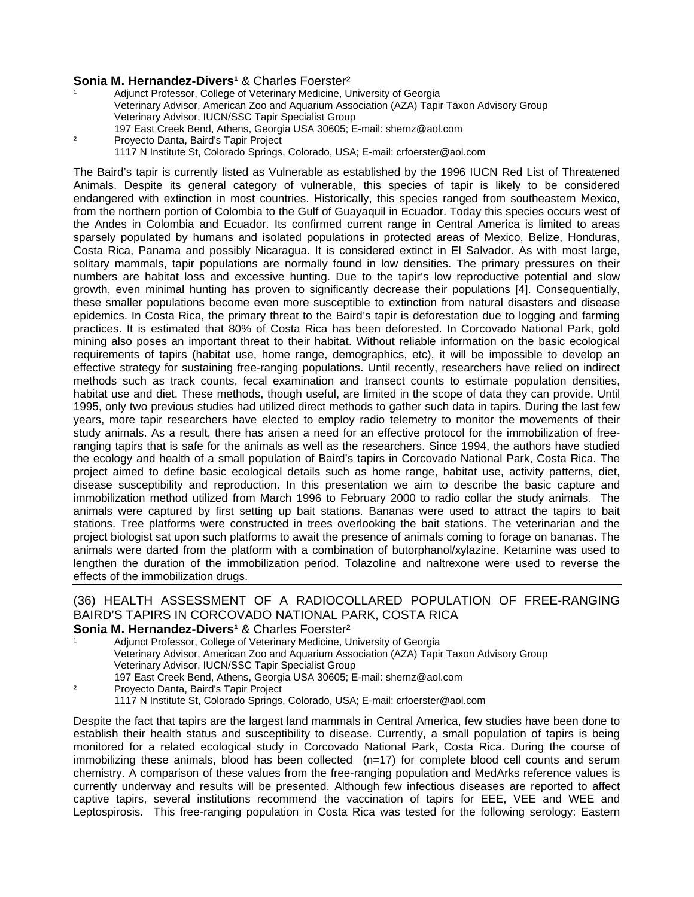**Sonia M. Hernandez-Divers**[1] & Charles Foerster[2]

[1] Adjunct Professor, College of Veterinary Medicine, University of Georgia
Veterinary Advisor, American Zoo and Aquarium Association (AZA) Tapir Taxon Advisory Group
Veterinary Advisor, IUCN/SSC Tapir Specialist Group
197 East Creek Bend, Athens, Georgia USA 30605; E-mail: shernz@aol.com

[2] Proyecto Danta, Baird's Tapir Project
1117 N Institute St, Colorado Springs, Colorado, USA; E-mail: crfoerster@aol.com

The Baird's tapir is currently listed as Vulnerable as established by the 1996 IUCN Red List of Threatened Animals. Despite its general category of vulnerable, this species of tapir is likely to be considered endangered with extinction in most countries. Historically, this species ranged from southeastern Mexico, from the northern portion of Colombia to the Gulf of Guayaquil in Ecuador. Today this species occurs west of the Andes in Colombia and Ecuador. Its confirmed current range in Central America is limited to areas sparsely populated by humans and isolated populations in protected areas of Mexico, Belize, Honduras, Costa Rica, Panama and possibly Nicaragua. It is considered extinct in El Salvador. As with most large, solitary mammals, tapir populations are normally found in low densities. The primary pressures on their numbers are habitat loss and excessive hunting. Due to the tapir's low reproductive potential and slow growth, even minimal hunting has proven to significantly decrease their populations [4]. Consequentially, these smaller populations become even more susceptible to extinction from natural disasters and disease epidemics. In Costa Rica, the primary threat to the Baird's tapir is deforestation due to logging and farming practices. It is estimated that 80% of Costa Rica has been deforested. In Corcovado National Park, gold mining also poses an important threat to their habitat. Without reliable information on the basic ecological requirements of tapirs (habitat use, home range, demographics, etc), it will be impossible to develop an effective strategy for sustaining free-ranging populations. Until recently, researchers have relied on indirect methods such as track counts, fecal examination and transect counts to estimate population densities, habitat use and diet. These methods, though useful, are limited in the scope of data they can provide. Until 1995, only two previous studies had utilized direct methods to gather such data in tapirs. During the last few years, more tapir researchers have elected to employ radio telemetry to monitor the movements of their study animals. As a result, there has arisen a need for an effective protocol for the immobilization of free-ranging tapirs that is safe for the animals as well as the researchers. Since 1994, the authors have studied the ecology and health of a small population of Baird's tapirs in Corcovado National Park, Costa Rica. The project aimed to define basic ecological details such as home range, habitat use, activity patterns, diet, disease susceptibility and reproduction. In this presentation we aim to describe the basic capture and immobilization method utilized from March 1996 to February 2000 to radio collar the study animals. The animals were captured by first setting up bait stations. Bananas were used to attract the tapirs to bait stations. Tree platforms were constructed in trees overlooking the bait stations. The veterinarian and the project biologist sat upon such platforms to await the presence of animals coming to forage on bananas. The animals were darted from the platform with a combination of butorphanol/xylazine. Ketamine was used to lengthen the duration of the immobilization period. Tolazoline and naltrexone were used to reverse the effects of the immobilization drugs.

---

## (36) HEALTH ASSESSMENT OF A RADIOCOLLARED POPULATION OF FREE-RANGING BAIRD'S TAPIRS IN CORCOVADO NATIONAL PARK, COSTA RICA

**Sonia M. Hernandez-Divers**[1] & Charles Foerster[2]

[1] Adjunct Professor, College of Veterinary Medicine, University of Georgia
Veterinary Advisor, American Zoo and Aquarium Association (AZA) Tapir Taxon Advisory Group
Veterinary Advisor, IUCN/SSC Tapir Specialist Group
197 East Creek Bend, Athens, Georgia USA 30605; E-mail: shernz@aol.com

[2] Proyecto Danta, Baird's Tapir Project
1117 N Institute St, Colorado Springs, Colorado, USA; E-mail: crfoerster@aol.com

Despite the fact that tapirs are the largest land mammals in Central America, few studies have been done to establish their health status and susceptibility to disease. Currently, a small population of tapirs is being monitored for a related ecological study in Corcovado National Park, Costa Rica. During the course of immobilizing these animals, blood has been collected (n=17) for complete blood cell counts and serum chemistry. A comparison of these values from the free-ranging population and MedArks reference values is currently underway and results will be presented. Although few infectious diseases are reported to affect captive tapirs, several institutions recommend the vaccination of tapirs for EEE, VEE and WEE and Leptospirosis. This free-ranging population in Costa Rica was tested for the following serology: Eastern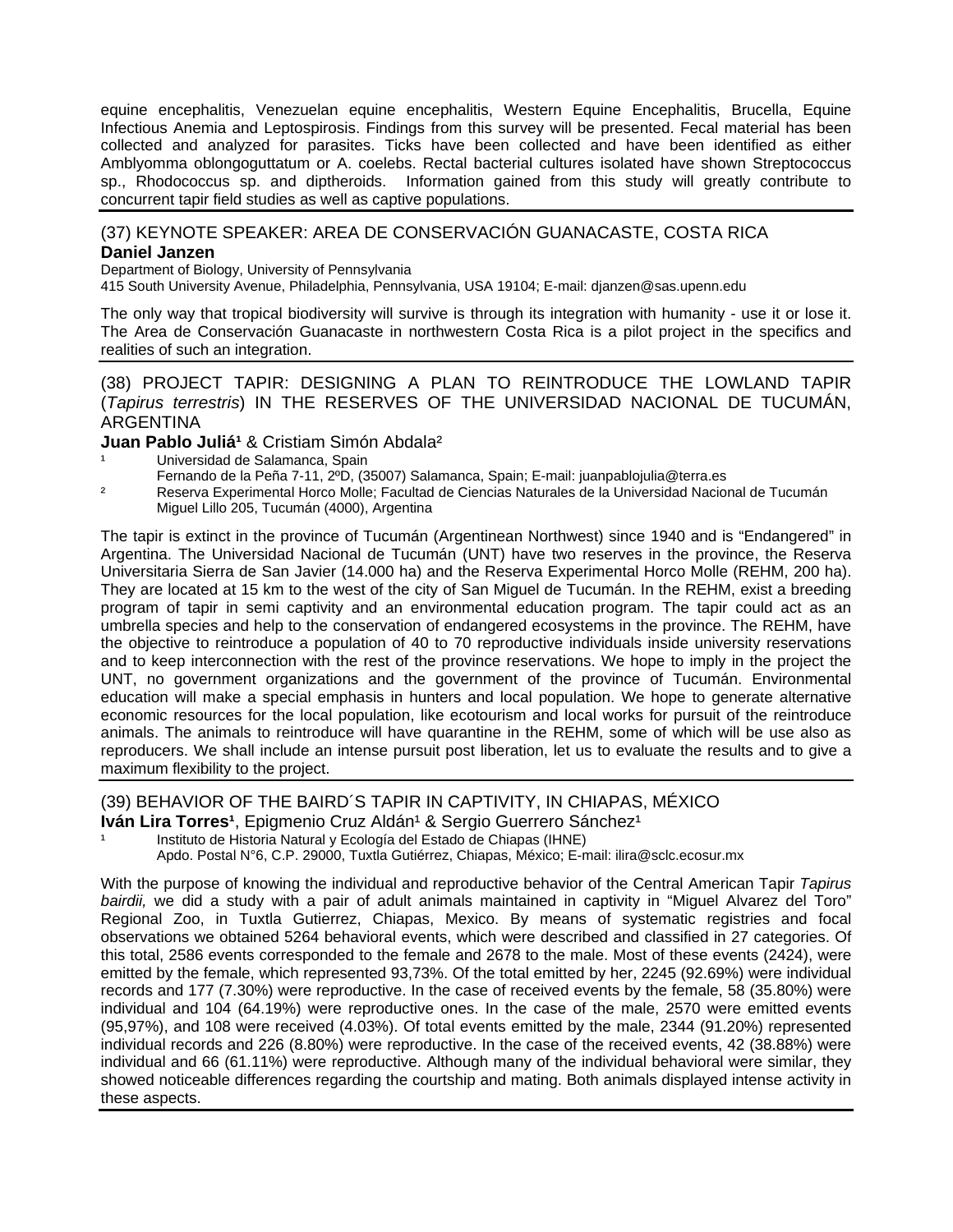equine encephalitis, Venezuelan equine encephalitis, Western Equine Encephalitis, Brucella, Equine Infectious Anemia and Leptospirosis. Findings from this survey will be presented. Fecal material has been collected and analyzed for parasites. Ticks have been collected and have been identified as either Amblyomma oblongoguttatum or A. coelebs. Rectal bacterial cultures isolated have shown Streptococcus sp., Rhodococcus sp. and diptheroids. Information gained from this study will greatly contribute to concurrent tapir field studies as well as captive populations.

## (37) KEYNOTE SPEAKER: AREA DE CONSERVACIÓN GUANACASTE, COSTA RICA

**Daniel Janzen**

Department of Biology, University of Pennsylvania
415 South University Avenue, Philadelphia, Pennsylvania, USA 19104; E-mail: djanzen@sas.upenn.edu

The only way that tropical biodiversity will survive is through its integration with humanity - use it or lose it. The Area de Conservación Guanacaste in northwestern Costa Rica is a pilot project in the specifics and realities of such an integration.

## (38) PROJECT TAPIR: DESIGNING A PLAN TO REINTRODUCE THE LOWLAND TAPIR (*Tapirus terrestris*) IN THE RESERVES OF THE UNIVERSIDAD NACIONAL DE TUCUMÁN, ARGENTINA

**Juan Pablo Juliá**[1] & Cristiam Simón Abdala[2]

[1] Universidad de Salamanca, Spain
Fernando de la Peña 7-11, 2ºD, (35007) Salamanca, Spain; E-mail: juanpablojulia@terra.es

[2] Reserva Experimental Horco Molle; Facultad de Ciencias Naturales de la Universidad Nacional de Tucumán
Miguel Lillo 205, Tucumán (4000), Argentina

The tapir is extinct in the province of Tucumán (Argentinean Northwest) since 1940 and is "Endangered" in Argentina. The Universidad Nacional de Tucumán (UNT) have two reserves in the province, the Reserva Universitaria Sierra de San Javier (14.000 ha) and the Reserva Experimental Horco Molle (REHM, 200 ha). They are located at 15 km to the west of the city of San Miguel de Tucumán. In the REHM, exist a breeding program of tapir in semi captivity and an environmental education program. The tapir could act as an umbrella species and help to the conservation of endangered ecosystems in the province. The REHM, have the objective to reintroduce a population of 40 to 70 reproductive individuals inside university reservations and to keep interconnection with the rest of the province reservations. We hope to imply in the project the UNT, no government organizations and the government of the province of Tucumán. Environmental education will make a special emphasis in hunters and local population. We hope to generate alternative economic resources for the local population, like ecotourism and local works for pursuit of the reintroduce animals. The animals to reintroduce will have quarantine in the REHM, some of which will be use also as reproducers. We shall include an intense pursuit post liberation, let us to evaluate the results and to give a maximum flexibility to the project.

## (39) BEHAVIOR OF THE BAIRD´S TAPIR IN CAPTIVITY, IN CHIAPAS, MÉXICO

**Iván Lira Torres**[1], Epigmenio Cruz Aldán[1] & Sergio Guerrero Sánchez[1]

[1] Instituto de Historia Natural y Ecología del Estado de Chiapas (IHNE)
Apdo. Postal N°6, C.P. 29000, Tuxtla Gutiérrez, Chiapas, México; E-mail: ilira@sclc.ecosur.mx

With the purpose of knowing the individual and reproductive behavior of the Central American Tapir *Tapirus bairdii,* we did a study with a pair of adult animals maintained in captivity in "Miguel Alvarez del Toro" Regional Zoo, in Tuxtla Gutierrez, Chiapas, Mexico. By means of systematic registries and focal observations we obtained 5264 behavioral events, which were described and classified in 27 categories. Of this total, 2586 events corresponded to the female and 2678 to the male. Most of these events (2424), were emitted by the female, which represented 93,73%. Of the total emitted by her, 2245 (92.69%) were individual records and 177 (7.30%) were reproductive. In the case of received events by the female, 58 (35.80%) were individual and 104 (64.19%) were reproductive ones. In the case of the male, 2570 were emitted events (95,97%), and 108 were received (4.03%). Of total events emitted by the male, 2344 (91.20%) represented individual records and 226 (8.80%) were reproductive. In the case of the received events, 42 (38.88%) were individual and 66 (61.11%) were reproductive. Although many of the individual behavioral were similar, they showed noticeable differences regarding the courtship and mating. Both animals displayed intense activity in these aspects.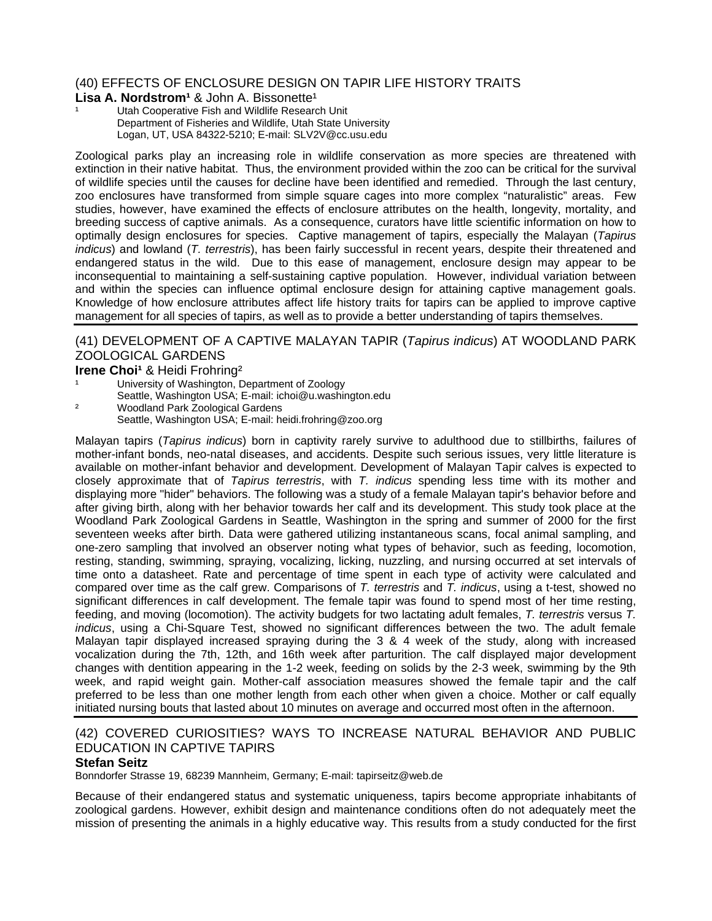## (40) EFFECTS OF ENCLOSURE DESIGN ON TAPIR LIFE HISTORY TRAITS

**Lisa A. Nordstrom**[1] & John A. Bissonette[1]

[1] Utah Cooperative Fish and Wildlife Research Unit
Department of Fisheries and Wildlife, Utah State University
Logan, UT, USA 84322-5210; E-mail: SLV2V@cc.usu.edu

Zoological parks play an increasing role in wildlife conservation as more species are threatened with extinction in their native habitat. Thus, the environment provided within the zoo can be critical for the survival of wildlife species until the causes for decline have been identified and remedied. Through the last century, zoo enclosures have transformed from simple square cages into more complex "naturalistic" areas. Few studies, however, have examined the effects of enclosure attributes on the health, longevity, mortality, and breeding success of captive animals. As a consequence, curators have little scientific information on how to optimally design enclosures for species. Captive management of tapirs, especially the Malayan (*Tapirus indicus*) and lowland (*T. terrestris*), has been fairly successful in recent years, despite their threatened and endangered status in the wild. Due to this ease of management, enclosure design may appear to be inconsequential to maintaining a self-sustaining captive population. However, individual variation between and within the species can influence optimal enclosure design for attaining captive management goals. Knowledge of how enclosure attributes affect life history traits for tapirs can be applied to improve captive management for all species of tapirs, as well as to provide a better understanding of tapirs themselves.

## (41) DEVELOPMENT OF A CAPTIVE MALAYAN TAPIR (*Tapirus indicus*) AT WOODLAND PARK ZOOLOGICAL GARDENS

**Irene Choi**[1] & Heidi Frohring[2]

[1] University of Washington, Department of Zoology
Seattle, Washington USA; E-mail: ichoi@u.washington.edu

[2] Woodland Park Zoological Gardens
Seattle, Washington USA; E-mail: heidi.frohring@zoo.org

Malayan tapirs (*Tapirus indicus*) born in captivity rarely survive to adulthood due to stillbirths, failures of mother-infant bonds, neo-natal diseases, and accidents. Despite such serious issues, very little literature is available on mother-infant behavior and development. Development of Malayan Tapir calves is expected to closely approximate that of *Tapirus terrestris*, with *T. indicus* spending less time with its mother and displaying more "hider" behaviors. The following was a study of a female Malayan tapir's behavior before and after giving birth, along with her behavior towards her calf and its development. This study took place at the Woodland Park Zoological Gardens in Seattle, Washington in the spring and summer of 2000 for the first seventeen weeks after birth. Data were gathered utilizing instantaneous scans, focal animal sampling, and one-zero sampling that involved an observer noting what types of behavior, such as feeding, locomotion, resting, standing, swimming, spraying, vocalizing, licking, nuzzling, and nursing occurred at set intervals of time onto a datasheet. Rate and percentage of time spent in each type of activity were calculated and compared over time as the calf grew. Comparisons of *T. terrestris* and *T. indicus*, using a t-test, showed no significant differences in calf development. The female tapir was found to spend most of her time resting, feeding, and moving (locomotion). The activity budgets for two lactating adult females, *T. terrestris* versus *T. indicus*, using a Chi-Square Test, showed no significant differences between the two. The adult female Malayan tapir displayed increased spraying during the 3 & 4 week of the study, along with increased vocalization during the 7th, 12th, and 16th week after parturition. The calf displayed major development changes with dentition appearing in the 1-2 week, feeding on solids by the 2-3 week, swimming by the 9th week, and rapid weight gain. Mother-calf association measures showed the female tapir and the calf preferred to be less than one mother length from each other when given a choice. Mother or calf equally initiated nursing bouts that lasted about 10 minutes on average and occurred most often in the afternoon.

## (42) COVERED CURIOSITIES? WAYS TO INCREASE NATURAL BEHAVIOR AND PUBLIC EDUCATION IN CAPTIVE TAPIRS

**Stefan Seitz**

Bonndorfer Strasse 19, 68239 Mannheim, Germany; E-mail: tapirseitz@web.de

Because of their endangered status and systematic uniqueness, tapirs become appropriate inhabitants of zoological gardens. However, exhibit design and maintenance conditions often do not adequately meet the mission of presenting the animals in a highly educative way. This results from a study conducted for the first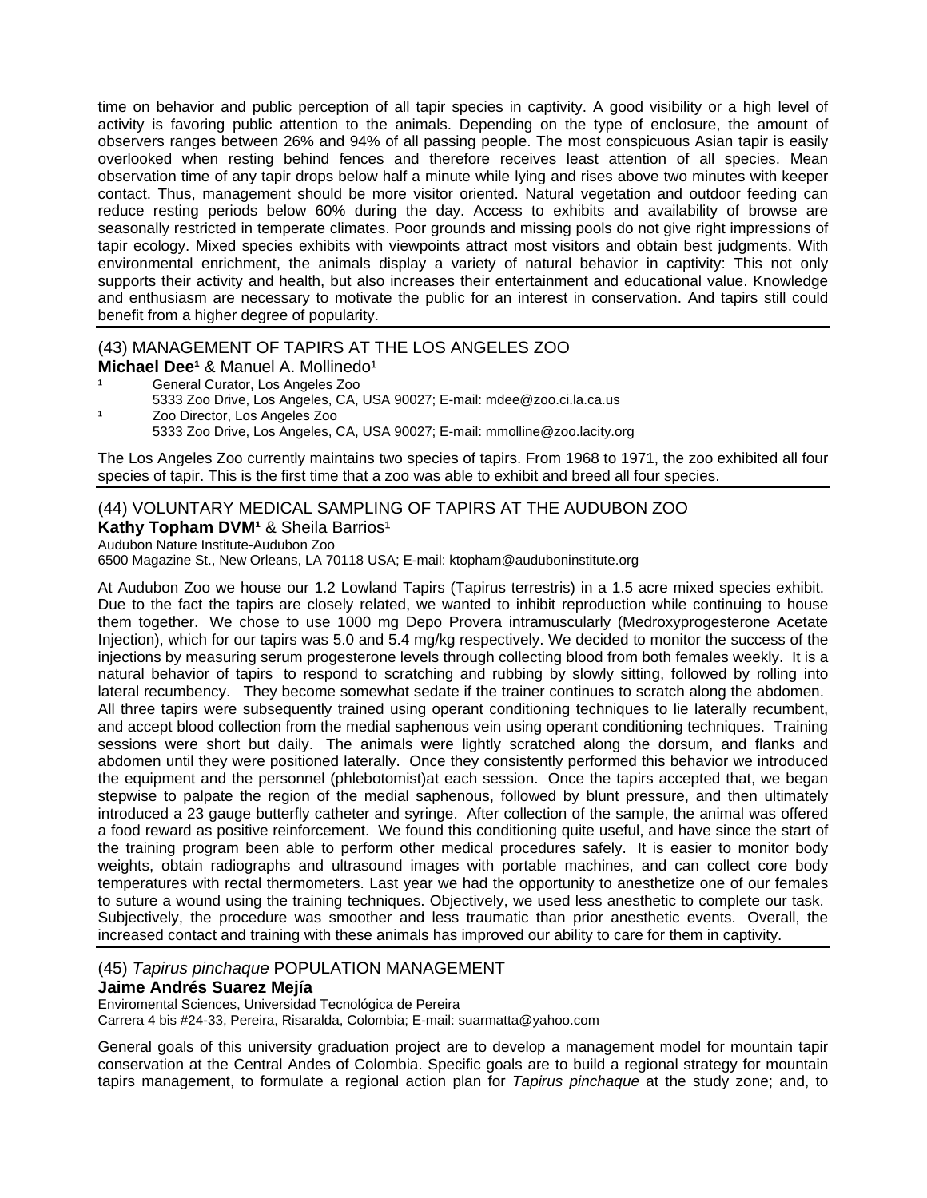time on behavior and public perception of all tapir species in captivity. A good visibility or a high level of activity is favoring public attention to the animals. Depending on the type of enclosure, the amount of observers ranges between 26% and 94% of all passing people. The most conspicuous Asian tapir is easily overlooked when resting behind fences and therefore receives least attention of all species. Mean observation time of any tapir drops below half a minute while lying and rises above two minutes with keeper contact. Thus, management should be more visitor oriented. Natural vegetation and outdoor feeding can reduce resting periods below 60% during the day. Access to exhibits and availability of browse are seasonally restricted in temperate climates. Poor grounds and missing pools do not give right impressions of tapir ecology. Mixed species exhibits with viewpoints attract most visitors and obtain best judgments. With environmental enrichment, the animals display a variety of natural behavior in captivity: This not only supports their activity and health, but also increases their entertainment and educational value. Knowledge and enthusiasm are necessary to motivate the public for an interest in conservation. And tapirs still could benefit from a higher degree of popularity.

## (43) MANAGEMENT OF TAPIRS AT THE LOS ANGELES ZOO

**Michael Dee[1]** & Manuel A. Mollinedo[1]

[1] General Curator, Los Angeles Zoo
5333 Zoo Drive, Los Angeles, CA, USA 90027; E-mail: mdee@zoo.ci.la.ca.us

[1] Zoo Director, Los Angeles Zoo
5333 Zoo Drive, Los Angeles, CA, USA 90027; E-mail: mmolline@zoo.lacity.org

The Los Angeles Zoo currently maintains two species of tapirs. From 1968 to 1971, the zoo exhibited all four species of tapir. This is the first time that a zoo was able to exhibit and breed all four species.

## (44) VOLUNTARY MEDICAL SAMPLING OF TAPIRS AT THE AUDUBON ZOO

**Kathy Topham DVM[1]** & Sheila Barrios[1]

Audubon Nature Institute-Audubon Zoo
6500 Magazine St., New Orleans, LA 70118 USA; E-mail: ktopham@auduboninstitute.org

At Audubon Zoo we house our 1.2 Lowland Tapirs (Tapirus terrestris) in a 1.5 acre mixed species exhibit. Due to the fact the tapirs are closely related, we wanted to inhibit reproduction while continuing to house them together. We chose to use 1000 mg Depo Provera intramuscularly (Medroxyprogesterone Acetate Injection), which for our tapirs was 5.0 and 5.4 mg/kg respectively. We decided to monitor the success of the injections by measuring serum progesterone levels through collecting blood from both females weekly. It is a natural behavior of tapirs to respond to scratching and rubbing by slowly sitting, followed by rolling into lateral recumbency. They become somewhat sedate if the trainer continues to scratch along the abdomen. All three tapirs were subsequently trained using operant conditioning techniques to lie laterally recumbent, and accept blood collection from the medial saphenous vein using operant conditioning techniques. Training sessions were short but daily. The animals were lightly scratched along the dorsum, and flanks and abdomen until they were positioned laterally. Once they consistently performed this behavior we introduced the equipment and the personnel (phlebotomist)at each session. Once the tapirs accepted that, we began stepwise to palpate the region of the medial saphenous, followed by blunt pressure, and then ultimately introduced a 23 gauge butterfly catheter and syringe. After collection of the sample, the animal was offered a food reward as positive reinforcement. We found this conditioning quite useful, and have since the start of the training program been able to perform other medical procedures safely. It is easier to monitor body weights, obtain radiographs and ultrasound images with portable machines, and can collect core body temperatures with rectal thermometers. Last year we had the opportunity to anesthetize one of our females to suture a wound using the training techniques. Objectively, we used less anesthetic to complete our task. Subjectively, the procedure was smoother and less traumatic than prior anesthetic events. Overall, the increased contact and training with these animals has improved our ability to care for them in captivity.

## (45) *Tapirus pinchaque* POPULATION MANAGEMENT

**Jaime Andrés Suarez Mejía**

Enviromental Sciences, Universidad Tecnológica de Pereira
Carrera 4 bis #24-33, Pereira, Risaralda, Colombia; E-mail: suarmatta@yahoo.com

General goals of this university graduation project are to develop a management model for mountain tapir conservation at the Central Andes of Colombia. Specific goals are to build a regional strategy for mountain tapirs management, to formulate a regional action plan for *Tapirus pinchaque* at the study zone; and, to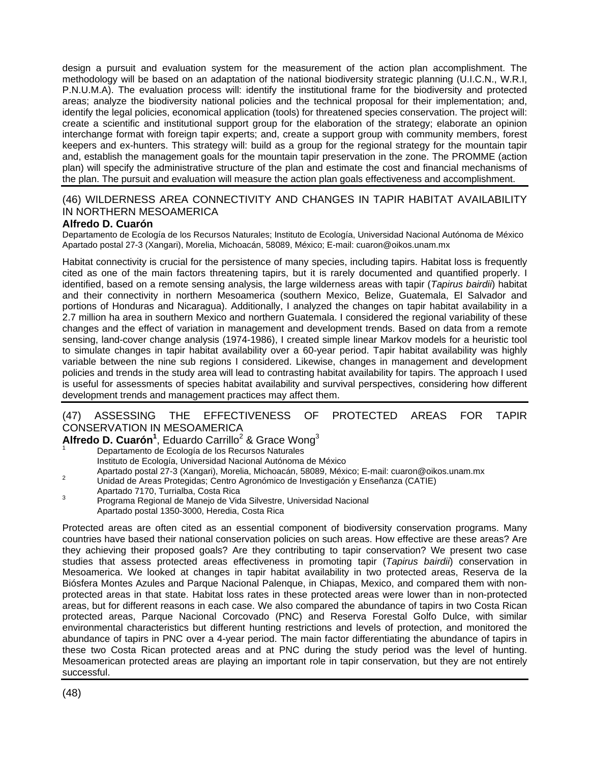design a pursuit and evaluation system for the measurement of the action plan accomplishment. The methodology will be based on an adaptation of the national biodiversity strategic planning (U.I.C.N., W.R.I, P.N.U.M.A). The evaluation process will: identify the institutional frame for the biodiversity and protected areas; analyze the biodiversity national policies and the technical proposal for their implementation; and, identify the legal policies, economical application (tools) for threatened species conservation. The project will: create a scientific and institutional support group for the elaboration of the strategy; elaborate an opinion interchange format with foreign tapir experts; and, create a support group with community members, forest keepers and ex-hunters. This strategy will: build as a group for the regional strategy for the mountain tapir and, establish the management goals for the mountain tapir preservation in the zone. The PROMME (action plan) will specify the administrative structure of the plan and estimate the cost and financial mechanisms of the plan. The pursuit and evaluation will measure the action plan goals effectiveness and accomplishment.

## (46) WILDERNESS AREA CONNECTIVITY AND CHANGES IN TAPIR HABITAT AVAILABILITY IN NORTHERN MESOAMERICA

**Alfredo D. Cuarón**

Departamento de Ecología de los Recursos Naturales; Instituto de Ecología, Universidad Nacional Autónoma de México Apartado postal 27-3 (Xangari), Morelia, Michoacán, 58089, México; E-mail: cuaron@oikos.unam.mx

Habitat connectivity is crucial for the persistence of many species, including tapirs. Habitat loss is frequently cited as one of the main factors threatening tapirs, but it is rarely documented and quantified properly. I identified, based on a remote sensing analysis, the large wilderness areas with tapir (*Tapirus bairdii*) habitat and their connectivity in northern Mesoamerica (southern Mexico, Belize, Guatemala, El Salvador and portions of Honduras and Nicaragua). Additionally, I analyzed the changes on tapir habitat availability in a 2.7 million ha area in southern Mexico and northern Guatemala. I considered the regional variability of these changes and the effect of variation in management and development trends. Based on data from a remote sensing, land-cover change analysis (1974-1986), I created simple linear Markov models for a heuristic tool to simulate changes in tapir habitat availability over a 60-year period. Tapir habitat availability was highly variable between the nine sub regions I considered. Likewise, changes in management and development policies and trends in the study area will lead to contrasting habitat availability for tapirs. The approach I used is useful for assessments of species habitat availability and survival perspectives, considering how different development trends and management practices may affect them.

## (47) ASSESSING THE EFFECTIVENESS OF PROTECTED AREAS FOR TAPIR CONSERVATION IN MESOAMERICA

**Alfredo D. Cuarón**[1], Eduardo Carrillo[2] & Grace Wong[3]

[1] Departamento de Ecología de los Recursos Naturales
Instituto de Ecología, Universidad Nacional Autónoma de México
Apartado postal 27-3 (Xangari), Morelia, Michoacán, 58089, México; E-mail: cuaron@oikos.unam.mx

[2] Unidad de Areas Protegidas; Centro Agronómico de Investigación y Enseñanza (CATIE)
Apartado 7170, Turrialba, Costa Rica

[3] Programa Regional de Manejo de Vida Silvestre, Universidad Nacional
Apartado postal 1350-3000, Heredia, Costa Rica

Protected areas are often cited as an essential component of biodiversity conservation programs. Many countries have based their national conservation policies on such areas. How effective are these areas? Are they achieving their proposed goals? Are they contributing to tapir conservation? We present two case studies that assess protected areas effectiveness in promoting tapir (*Tapirus bairdii*) conservation in Mesoamerica. We looked at changes in tapir habitat availability in two protected areas, Reserva de la Biósfera Montes Azules and Parque Nacional Palenque, in Chiapas, Mexico, and compared them with non-protected areas in that state. Habitat loss rates in these protected areas were lower than in non-protected areas, but for different reasons in each case. We also compared the abundance of tapirs in two Costa Rican protected areas, Parque Nacional Corcovado (PNC) and Reserva Forestal Golfo Dulce, with similar environmental characteristics but different hunting restrictions and levels of protection, and monitored the abundance of tapirs in PNC over a 4-year period. The main factor differentiating the abundance of tapirs in these two Costa Rican protected areas and at PNC during the study period was the level of hunting. Mesoamerican protected areas are playing an important role in tapir conservation, but they are not entirely successful.

## (48)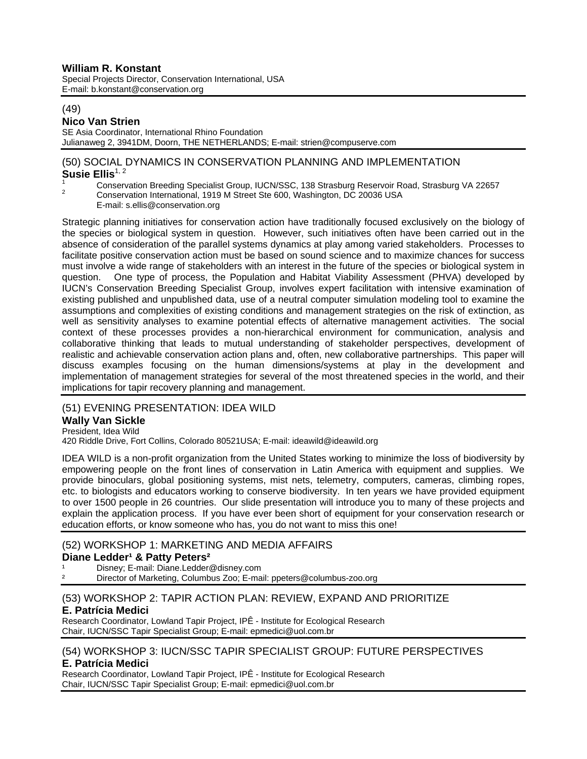**William R. Konstant**
Special Projects Director, Conservation International, USA
E-mail: b.konstant@conservation.org

---

(49)
**Nico Van Strien**
SE Asia Coordinator, International Rhino Foundation
Julianaweg 2, 3941DM, Doorn, THE NETHERLANDS; E-mail: strien@compuserve.com

---

## (50) SOCIAL DYNAMICS IN CONSERVATION PLANNING AND IMPLEMENTATION

**Susie Ellis**[1, 2]

[1] Conservation Breeding Specialist Group, IUCN/SSC, 138 Strasburg Reservoir Road, Strasburg VA 22657
[2] Conservation International, 1919 M Street Ste 600, Washington, DC 20036 USA
E-mail: s.ellis@conservation.org

Strategic planning initiatives for conservation action have traditionally focused exclusively on the biology of the species or biological system in question. However, such initiatives often have been carried out in the absence of consideration of the parallel systems dynamics at play among varied stakeholders. Processes to facilitate positive conservation action must be based on sound science and to maximize chances for success must involve a wide range of stakeholders with an interest in the future of the species or biological system in question. One type of process, the Population and Habitat Viability Assessment (PHVA) developed by IUCN's Conservation Breeding Specialist Group, involves expert facilitation with intensive examination of existing published and unpublished data, use of a neutral computer simulation modeling tool to examine the assumptions and complexities of existing conditions and management strategies on the risk of extinction, as well as sensitivity analyses to examine potential effects of alternative management activities. The social context of these processes provides a non-hierarchical environment for communication, analysis and collaborative thinking that leads to mutual understanding of stakeholder perspectives, development of realistic and achievable conservation action plans and, often, new collaborative partnerships. This paper will discuss examples focusing on the human dimensions/systems at play in the development and implementation of management strategies for several of the most threatened species in the world, and their implications for tapir recovery planning and management.

---

## (51) EVENING PRESENTATION: IDEA WILD

**Wally Van Sickle**
President, Idea Wild
420 Riddle Drive, Fort Collins, Colorado 80521USA; E-mail: ideawild@ideawild.org

IDEA WILD is a non-profit organization from the United States working to minimize the loss of biodiversity by empowering people on the front lines of conservation in Latin America with equipment and supplies. We provide binoculars, global positioning systems, mist nets, telemetry, computers, cameras, climbing ropes, etc. to biologists and educators working to conserve biodiversity. In ten years we have provided equipment to over 1500 people in 26 countries. Our slide presentation will introduce you to many of these projects and explain the application process. If you have ever been short of equipment for your conservation research or education efforts, or know someone who has, you do not want to miss this one!

---

## (52) WORKSHOP 1: MARKETING AND MEDIA AFFAIRS

**Diane Ledder[1] & Patty Peters[2]**

[1] Disney; E-mail: Diane.Ledder@disney.com
[2] Director of Marketing, Columbus Zoo; E-mail: ppeters@columbus-zoo.org

---

## (53) WORKSHOP 2: TAPIR ACTION PLAN: REVIEW, EXPAND AND PRIORITIZE

**E. Patrícia Medici**
Research Coordinator, Lowland Tapir Project, IPÊ - Institute for Ecological Research
Chair, IUCN/SSC Tapir Specialist Group; E-mail: epmedici@uol.com.br

---

## (54) WORKSHOP 3: IUCN/SSC TAPIR SPECIALIST GROUP: FUTURE PERSPECTIVES

**E. Patrícia Medici**
Research Coordinator, Lowland Tapir Project, IPÊ - Institute for Ecological Research
Chair, IUCN/SSC Tapir Specialist Group; E-mail: epmedici@uol.com.br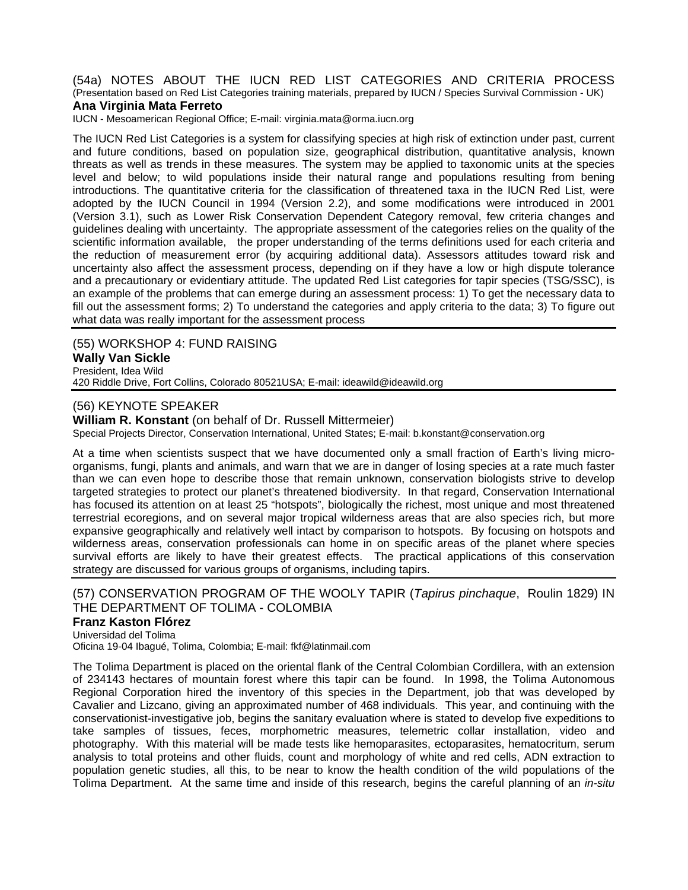## (54a) NOTES ABOUT THE IUCN RED LIST CATEGORIES AND CRITERIA PROCESS

(Presentation based on Red List Categories training materials, prepared by IUCN / Species Survival Commission - UK)

**Ana Virginia Mata Ferreto**

IUCN - Mesoamerican Regional Office; E-mail: virginia.mata@orma.iucn.org

The IUCN Red List Categories is a system for classifying species at high risk of extinction under past, current and future conditions, based on population size, geographical distribution, quantitative analysis, known threats as well as trends in these measures. The system may be applied to taxonomic units at the species level and below; to wild populations inside their natural range and populations resulting from bening introductions. The quantitative criteria for the classification of threatened taxa in the IUCN Red List, were adopted by the IUCN Council in 1994 (Version 2.2), and some modifications were introduced in 2001 (Version 3.1), such as Lower Risk Conservation Dependent Category removal, few criteria changes and guidelines dealing with uncertainty. The appropriate assessment of the categories relies on the quality of the scientific information available, the proper understanding of the terms definitions used for each criteria and the reduction of measurement error (by acquiring additional data). Assessors attitudes toward risk and uncertainty also affect the assessment process, depending on if they have a low or high dispute tolerance and a precautionary or evidentiary attitude. The updated Red List categories for tapir species (TSG/SSC), is an example of the problems that can emerge during an assessment process: 1) To get the necessary data to fill out the assessment forms; 2) To understand the categories and apply criteria to the data; 3) To figure out what data was really important for the assessment process

## (55) WORKSHOP 4: FUND RAISING

**Wally Van Sickle**

President, Idea Wild

420 Riddle Drive, Fort Collins, Colorado 80521USA; E-mail: ideawild@ideawild.org

## (56) KEYNOTE SPEAKER

**William R. Konstant** (on behalf of Dr. Russell Mittermeier)

Special Projects Director, Conservation International, United States; E-mail: b.konstant@conservation.org

At a time when scientists suspect that we have documented only a small fraction of Earth's living micro-organisms, fungi, plants and animals, and warn that we are in danger of losing species at a rate much faster than we can even hope to describe those that remain unknown, conservation biologists strive to develop targeted strategies to protect our planet's threatened biodiversity. In that regard, Conservation International has focused its attention on at least 25 "hotspots", biologically the richest, most unique and most threatened terrestrial ecoregions, and on several major tropical wilderness areas that are also species rich, but more expansive geographically and relatively well intact by comparison to hotspots. By focusing on hotspots and wilderness areas, conservation professionals can home in on specific areas of the planet where species survival efforts are likely to have their greatest effects. The practical applications of this conservation strategy are discussed for various groups of organisms, including tapirs.

## (57) CONSERVATION PROGRAM OF THE WOOLY TAPIR (*Tapirus pinchaque*, Roulin 1829) IN THE DEPARTMENT OF TOLIMA - COLOMBIA

**Franz Kaston Flórez**

Universidad del Tolima

Oficina 19-04 Ibagué, Tolima, Colombia; E-mail: fkf@latinmail.com

The Tolima Department is placed on the oriental flank of the Central Colombian Cordillera, with an extension of 234143 hectares of mountain forest where this tapir can be found. In 1998, the Tolima Autonomous Regional Corporation hired the inventory of this species in the Department, job that was developed by Cavalier and Lizcano, giving an approximated number of 468 individuals. This year, and continuing with the conservationist-investigative job, begins the sanitary evaluation where is stated to develop five expeditions to take samples of tissues, feces, morphometric measures, telemetric collar installation, video and photography. With this material will be made tests like hemoparasites, ectoparasites, hematocritum, serum analysis to total proteins and other fluids, count and morphology of white and red cells, ADN extraction to population genetic studies, all this, to be near to know the health condition of the wild populations of the Tolima Department. At the same time and inside of this research, begins the careful planning of an *in-situ*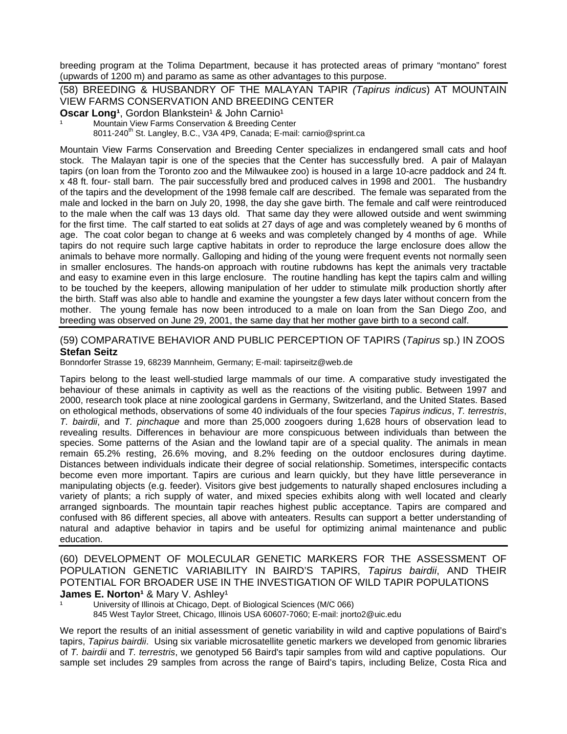breeding program at the Tolima Department, because it has protected areas of primary "montano" forest (upwards of 1200 m) and paramo as same as other advantages to this purpose.

## (58) BREEDING & HUSBANDRY OF THE MALAYAN TAPIR *(Tapirus indicus*) AT MOUNTAIN VIEW FARMS CONSERVATION AND BREEDING CENTER

**Oscar Long**[1], Gordon Blankstein[1] & John Carnio[1]

[1] Mountain View Farms Conservation & Breeding Center
8011-240th St. Langley, B.C., V3A 4P9, Canada; E-mail: carnio@sprint.ca

Mountain View Farms Conservation and Breeding Center specializes in endangered small cats and hoof stock. The Malayan tapir is one of the species that the Center has successfully bred. A pair of Malayan tapirs (on loan from the Toronto zoo and the Milwaukee zoo) is housed in a large 10-acre paddock and 24 ft. x 48 ft. four- stall barn. The pair successfully bred and produced calves in 1998 and 2001. The husbandry of the tapirs and the development of the 1998 female calf are described. The female was separated from the male and locked in the barn on July 20, 1998, the day she gave birth. The female and calf were reintroduced to the male when the calf was 13 days old. That same day they were allowed outside and went swimming for the first time. The calf started to eat solids at 27 days of age and was completely weaned by 6 months of age. The coat color began to change at 6 weeks and was completely changed by 4 months of age. While tapirs do not require such large captive habitats in order to reproduce the large enclosure does allow the animals to behave more normally. Galloping and hiding of the young were frequent events not normally seen in smaller enclosures. The hands-on approach with routine rubdowns has kept the animals very tractable and easy to examine even in this large enclosure. The routine handling has kept the tapirs calm and willing to be touched by the keepers, allowing manipulation of her udder to stimulate milk production shortly after the birth. Staff was also able to handle and examine the youngster a few days later without concern from the mother. The young female has now been introduced to a male on loan from the San Diego Zoo, and breeding was observed on June 29, 2001, the same day that her mother gave birth to a second calf.

## (59) COMPARATIVE BEHAVIOR AND PUBLIC PERCEPTION OF TAPIRS (*Tapirus* sp.) IN ZOOS

**Stefan Seitz**

Bonndorfer Strasse 19, 68239 Mannheim, Germany; E-mail: tapirseitz@web.de

Tapirs belong to the least well-studied large mammals of our time. A comparative study investigated the behaviour of these animals in captivity as well as the reactions of the visiting public. Between 1997 and 2000, research took place at nine zoological gardens in Germany, Switzerland, and the United States. Based on ethological methods, observations of some 40 individuals of the four species *Tapirus indicus*, *T. terrestris*, *T. bairdii*, and *T. pinchaque* and more than 25,000 zoogoers during 1,628 hours of observation lead to revealing results. Differences in behaviour are more conspicuous between individuals than between the species. Some patterns of the Asian and the lowland tapir are of a special quality. The animals in mean remain 65.2% resting, 26.6% moving, and 8.2% feeding on the outdoor enclosures during daytime. Distances between individuals indicate their degree of social relationship. Sometimes, interspecific contacts become even more important. Tapirs are curious and learn quickly, but they have little perseverance in manipulating objects (e.g. feeder). Visitors give best judgements to naturally shaped enclosures including a variety of plants; a rich supply of water, and mixed species exhibits along with well located and clearly arranged signboards. The mountain tapir reaches highest public acceptance. Tapirs are compared and confused with 86 different species, all above with anteaters. Results can support a better understanding of natural and adaptive behavior in tapirs and be useful for optimizing animal maintenance and public education.

## (60) DEVELOPMENT OF MOLECULAR GENETIC MARKERS FOR THE ASSESSMENT OF POPULATION GENETIC VARIABILITY IN BAIRD'S TAPIRS, *Tapirus bairdii*, AND THEIR POTENTIAL FOR BROADER USE IN THE INVESTIGATION OF WILD TAPIR POPULATIONS

**James E. Norton**[1] & Mary V. Ashley[1]

[1] University of Illinois at Chicago, Dept. of Biological Sciences (M/C 066)
845 West Taylor Street, Chicago, Illinois USA 60607-7060; E-mail: jnorto2@uic.edu

We report the results of an initial assessment of genetic variability in wild and captive populations of Baird's tapirs, *Tapirus bairdii*. Using six variable microsatellite genetic markers we developed from genomic libraries of *T. bairdii* and *T. terrestris*, we genotyped 56 Baird's tapir samples from wild and captive populations. Our sample set includes 29 samples from across the range of Baird's tapirs, including Belize, Costa Rica and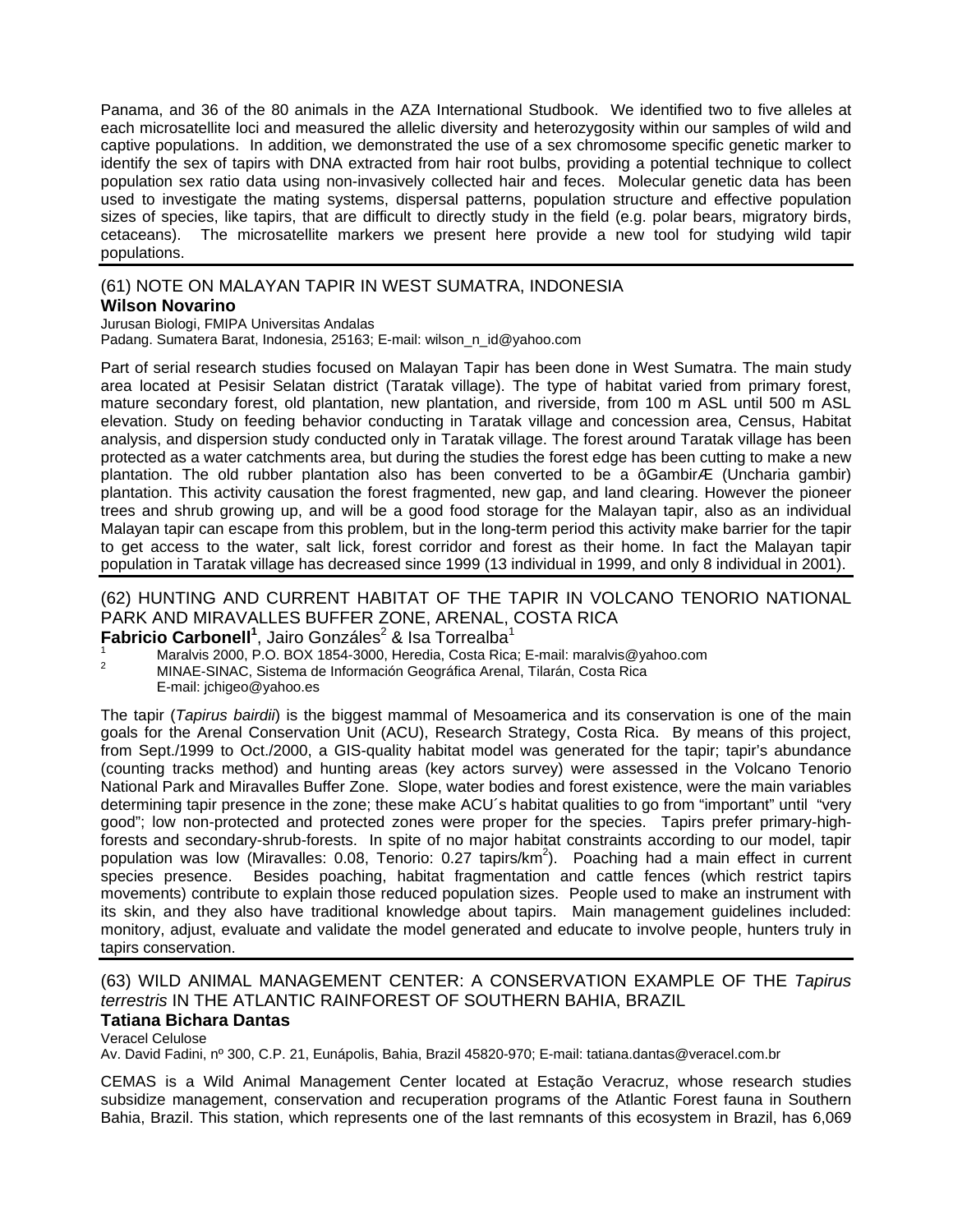Panama, and 36 of the 80 animals in the AZA International Studbook. We identified two to five alleles at each microsatellite loci and measured the allelic diversity and heterozygosity within our samples of wild and captive populations. In addition, we demonstrated the use of a sex chromosome specific genetic marker to identify the sex of tapirs with DNA extracted from hair root bulbs, providing a potential technique to collect population sex ratio data using non-invasively collected hair and feces. Molecular genetic data has been used to investigate the mating systems, dispersal patterns, population structure and effective population sizes of species, like tapirs, that are difficult to directly study in the field (e.g. polar bears, migratory birds, cetaceans). The microsatellite markers we present here provide a new tool for studying wild tapir populations.

---

## (61) NOTE ON MALAYAN TAPIR IN WEST SUMATRA, INDONESIA

**Wilson Novarino**

Jurusan Biologi, FMIPA Universitas Andalas
Padang. Sumatera Barat, Indonesia, 25163; E-mail: wilson_n_id@yahoo.com

Part of serial research studies focused on Malayan Tapir has been done in West Sumatra. The main study area located at Pesisir Selatan district (Taratak village). The type of habitat varied from primary forest, mature secondary forest, old plantation, new plantation, and riverside, from 100 m ASL until 500 m ASL elevation. Study on feeding behavior conducting in Taratak village and concession area, Census, Habitat analysis, and dispersion study conducted only in Taratak village. The forest around Taratak village has been protected as a water catchments area, but during the studies the forest edge has been cutting to make a new plantation. The old rubber plantation also has been converted to be a ôGambirÆ (Uncharia gambir) plantation. This activity causation the forest fragmented, new gap, and land clearing. However the pioneer trees and shrub growing up, and will be a good food storage for the Malayan tapir, also as an individual Malayan tapir can escape from this problem, but in the long-term period this activity make barrier for the tapir to get access to the water, salt lick, forest corridor and forest as their home. In fact the Malayan tapir population in Taratak village has decreased since 1999 (13 individual in 1999, and only 8 individual in 2001).

---

## (62) HUNTING AND CURRENT HABITAT OF THE TAPIR IN VOLCANO TENORIO NATIONAL PARK AND MIRAVALLES BUFFER ZONE, ARENAL, COSTA RICA

**Fabricio Carbonell**[1], Jairo Gonzáles[2] & Isa Torrealba[1]

[1] Maralvis 2000, P.O. BOX 1854-3000, Heredia, Costa Rica; E-mail: maralvis@yahoo.com
[2] MINAE-SINAC, Sistema de Información Geográfica Arenal, Tilarán, Costa Rica
E-mail: jchigeo@yahoo.es

The tapir (*Tapirus bairdii*) is the biggest mammal of Mesoamerica and its conservation is one of the main goals for the Arenal Conservation Unit (ACU), Research Strategy, Costa Rica. By means of this project, from Sept./1999 to Oct./2000, a GIS-quality habitat model was generated for the tapir; tapir's abundance (counting tracks method) and hunting areas (key actors survey) were assessed in the Volcano Tenorio National Park and Miravalles Buffer Zone. Slope, water bodies and forest existence, were the main variables determining tapir presence in the zone; these make ACU´s habitat qualities to go from "important" until "very good"; low non-protected and protected zones were proper for the species. Tapirs prefer primary-high-forests and secondary-shrub-forests. In spite of no major habitat constraints according to our model, tapir population was low (Miravalles: 0.08, Tenorio: 0.27 tapirs/km$^2$). Poaching had a main effect in current species presence. Besides poaching, habitat fragmentation and cattle fences (which restrict tapirs movements) contribute to explain those reduced population sizes. People used to make an instrument with its skin, and they also have traditional knowledge about tapirs. Main management guidelines included: monitory, adjust, evaluate and validate the model generated and educate to involve people, hunters truly in tapirs conservation.

---

## (63) WILD ANIMAL MANAGEMENT CENTER: A CONSERVATION EXAMPLE OF THE *Tapirus terrestris* IN THE ATLANTIC RAINFOREST OF SOUTHERN BAHIA, BRAZIL

**Tatiana Bichara Dantas**

Veracel Celulose
Av. David Fadini, nº 300, C.P. 21, Eunápolis, Bahia, Brazil 45820-970; E-mail: tatiana.dantas@veracel.com.br

CEMAS is a Wild Animal Management Center located at Estação Veracruz, whose research studies subsidize management, conservation and recuperation programs of the Atlantic Forest fauna in Southern Bahia, Brazil. This station, which represents one of the last remnants of this ecosystem in Brazil, has 6,069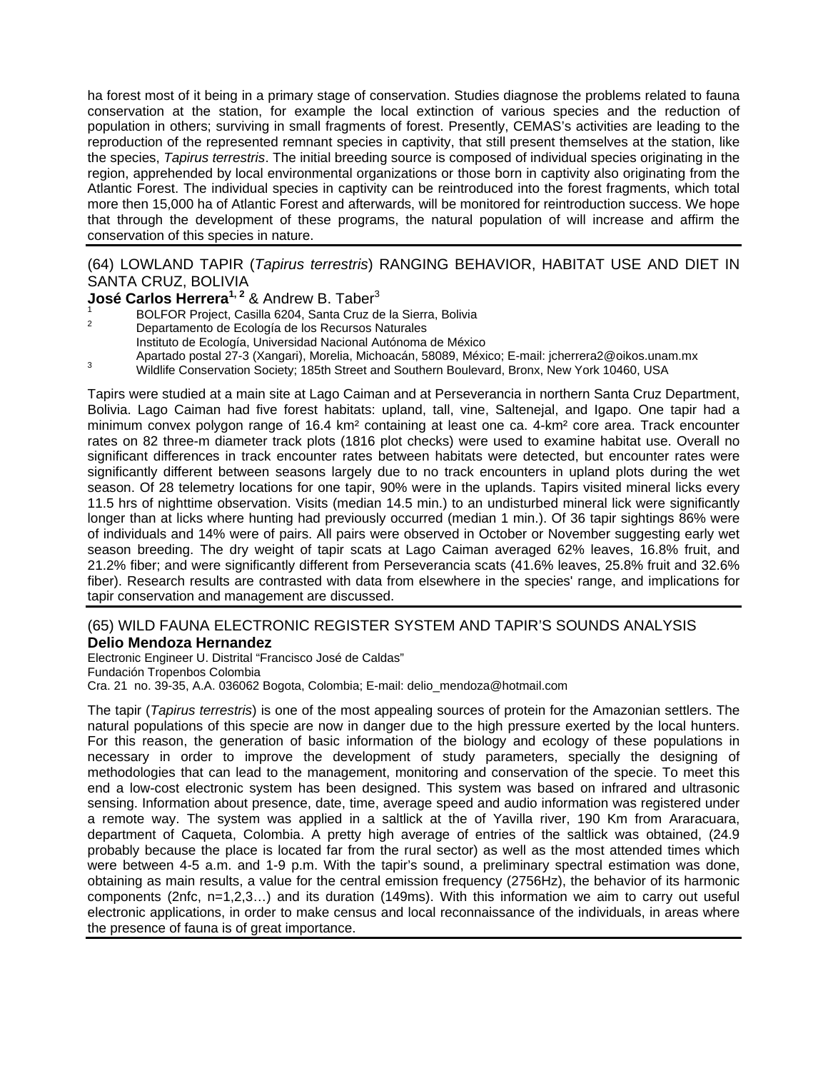ha forest most of it being in a primary stage of conservation. Studies diagnose the problems related to fauna conservation at the station, for example the local extinction of various species and the reduction of population in others; surviving in small fragments of forest. Presently, CEMAS's activities are leading to the reproduction of the represented remnant species in captivity, that still present themselves at the station, like the species, *Tapirus terrestris*. The initial breeding source is composed of individual species originating in the region, apprehended by local environmental organizations or those born in captivity also originating from the Atlantic Forest. The individual species in captivity can be reintroduced into the forest fragments, which total more then 15,000 ha of Atlantic Forest and afterwards, will be monitored for reintroduction success. We hope that through the development of these programs, the natural population of will increase and affirm the conservation of this species in nature.

## (64) LOWLAND TAPIR (*Tapirus terrestris*) RANGING BEHAVIOR, HABITAT USE AND DIET IN SANTA CRUZ, BOLIVIA

**José Carlos Herrera**[1, 2] & Andrew B. Taber[3]

[1] BOLFOR Project, Casilla 6204, Santa Cruz de la Sierra, Bolivia
[2] Departamento de Ecología de los Recursos Naturales
Instituto de Ecología, Universidad Nacional Autónoma de México
Apartado postal 27-3 (Xangari), Morelia, Michoacán, 58089, México; E-mail: jcherrera2@oikos.unam.mx
[3] Wildlife Conservation Society; 185th Street and Southern Boulevard, Bronx, New York 10460, USA

Tapirs were studied at a main site at Lago Caiman and at Perseverancia in northern Santa Cruz Department, Bolivia. Lago Caiman had five forest habitats: upland, tall, vine, Saltenejal, and Igapo. One tapir had a minimum convex polygon range of 16.4 km² containing at least one ca. 4-km² core area. Track encounter rates on 82 three-m diameter track plots (1816 plot checks) were used to examine habitat use. Overall no significant differences in track encounter rates between habitats were detected, but encounter rates were significantly different between seasons largely due to no track encounters in upland plots during the wet season. Of 28 telemetry locations for one tapir, 90% were in the uplands. Tapirs visited mineral licks every 11.5 hrs of nighttime observation. Visits (median 14.5 min.) to an undisturbed mineral lick were significantly longer than at licks where hunting had previously occurred (median 1 min.). Of 36 tapir sightings 86% were of individuals and 14% were of pairs. All pairs were observed in October or November suggesting early wet season breeding. The dry weight of tapir scats at Lago Caiman averaged 62% leaves, 16.8% fruit, and 21.2% fiber; and were significantly different from Perseverancia scats (41.6% leaves, 25.8% fruit and 32.6% fiber). Research results are contrasted with data from elsewhere in the species' range, and implications for tapir conservation and management are discussed.

## (65) WILD FAUNA ELECTRONIC REGISTER SYSTEM AND TAPIR'S SOUNDS ANALYSIS

**Delio Mendoza Hernandez**

Electronic Engineer U. Distrital "Francisco José de Caldas"
Fundación Tropenbos Colombia
Cra. 21 no. 39-35, A.A. 036062 Bogota, Colombia; E-mail: delio_mendoza@hotmail.com

The tapir (*Tapirus terrestris*) is one of the most appealing sources of protein for the Amazonian settlers. The natural populations of this specie are now in danger due to the high pressure exerted by the local hunters. For this reason, the generation of basic information of the biology and ecology of these populations in necessary in order to improve the development of study parameters, specially the designing of methodologies that can lead to the management, monitoring and conservation of the specie. To meet this end a low-cost electronic system has been designed. This system was based on infrared and ultrasonic sensing. Information about presence, date, time, average speed and audio information was registered under a remote way. The system was applied in a saltlick at the of Yavilla river, 190 Km from Araracuara, department of Caqueta, Colombia. A pretty high average of entries of the saltlick was obtained, (24.9 probably because the place is located far from the rural sector) as well as the most attended times which were between 4-5 a.m. and 1-9 p.m. With the tapir's sound, a preliminary spectral estimation was done, obtaining as main results, a value for the central emission frequency (2756Hz), the behavior of its harmonic components (2nfc, n=1,2,3…) and its duration (149ms). With this information we aim to carry out useful electronic applications, in order to make census and local reconnaissance of the individuals, in areas where the presence of fauna is of great importance.